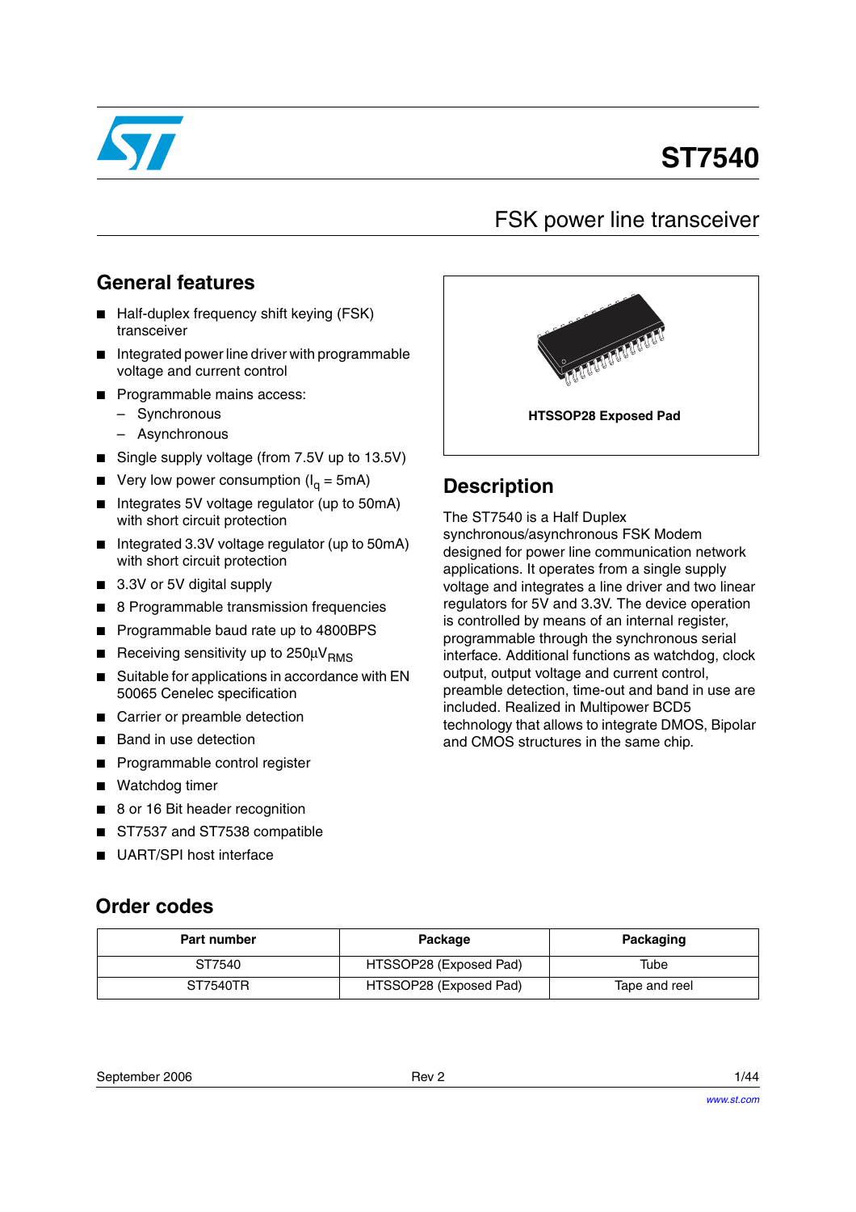# ST7540

## FSK power line transceiver

## General features

- Half-duplex frequency shift keying (FSK) transceiver
- Integrated power line driver with programmable voltage and current control
- Programmable mains access:
  - Synchronous
  - Asynchronous
- Single supply voltage (from 7.5V up to 13.5V)
- Very low power consumption ($I_q$ = 5mA)
- Integrates 5V voltage regulator (up to 50mA) with short circuit protection
- Integrated 3.3V voltage regulator (up to 50mA) with short circuit protection
- 3.3V or 5V digital supply
- 8 Programmable transmission frequencies
- Programmable baud rate up to 4800BPS
- Receiving sensitivity up to 250µ$V_{RMS}$
- Suitable for applications in accordance with EN 50065 Cenelec specification
- Carrier or preamble detection
- Band in use detection
- Programmable control register
- Watchdog timer
- 8 or 16 Bit header recognition
- ST7537 and ST7538 compatible
- UART/SPI host interface

**HTSSOP28 Exposed Pad**

## Description

The ST7540 is a Half Duplex synchronous/asynchronous FSK Modem designed for power line communication network applications. It operates from a single supply voltage and integrates a line driver and two linear regulators for 5V and 3.3V. The device operation is controlled by means of an internal register, programmable through the synchronous serial interface. Additional functions as watchdog, clock output, output voltage and current control, preamble detection, time-out and band in use are included. Realized in Multipower BCD5 technology that allows to integrate DMOS, Bipolar and CMOS structures in the same chip.

## Order codes

| Part number | Package | Packaging |
|---|---|---|
| ST7540 | HTSSOP28 (Exposed Pad) | Tube |
| ST7540TR | HTSSOP28 (Exposed Pad) | Tape and reel |

September 2006 Rev 2

www.st.com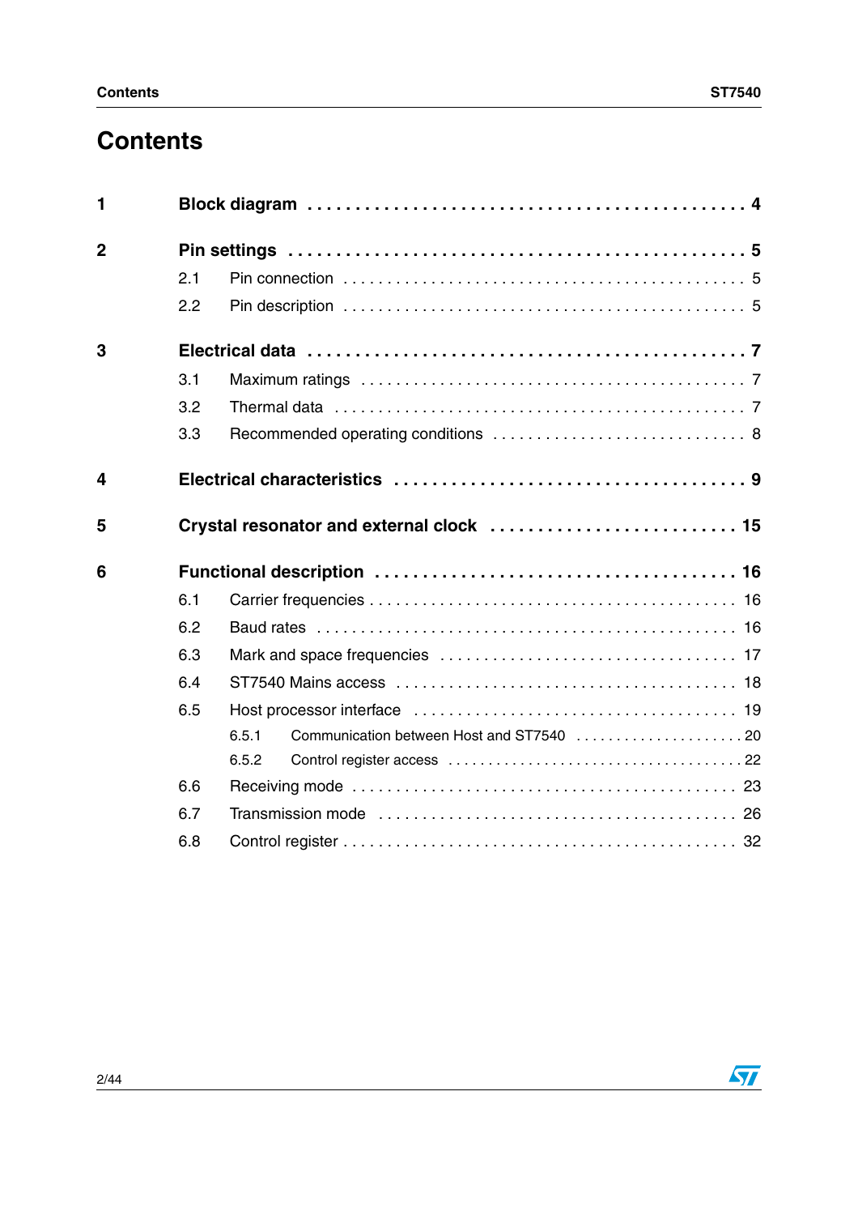# Contents

**1 Block diagram** . . . . . . . . . . . . . . . . . . . . . . . . . . . . . . . . . . . . . . . . . . . . **4**

**2 Pin settings** . . . . . . . . . . . . . . . . . . . . . . . . . . . . . . . . . . . . . . . . . . . . . **5**

- 2.1 Pin connection . . . . . . . . . . . . . . . . . . . . . . . . . . . . . . . . . . . . . . . . . . . 5
- 2.2 Pin description . . . . . . . . . . . . . . . . . . . . . . . . . . . . . . . . . . . . . . . . . . . 5

**3 Electrical data** . . . . . . . . . . . . . . . . . . . . . . . . . . . . . . . . . . . . . . . . . . . . **7**

- 3.1 Maximum ratings . . . . . . . . . . . . . . . . . . . . . . . . . . . . . . . . . . . . . . . . . 7
- 3.2 Thermal data . . . . . . . . . . . . . . . . . . . . . . . . . . . . . . . . . . . . . . . . . . . . 7
- 3.3 Recommended operating conditions . . . . . . . . . . . . . . . . . . . . . . . . . . . . 8

**4 Electrical characteristics** . . . . . . . . . . . . . . . . . . . . . . . . . . . . . . . . . . . **9**

**5 Crystal resonator and external clock** . . . . . . . . . . . . . . . . . . . . . . . . . . **15**

**6 Functional description** . . . . . . . . . . . . . . . . . . . . . . . . . . . . . . . . . . . **16**

- 6.1 Carrier frequencies . . . . . . . . . . . . . . . . . . . . . . . . . . . . . . . . . . . . . . . 16
- 6.2 Baud rates . . . . . . . . . . . . . . . . . . . . . . . . . . . . . . . . . . . . . . . . . . . . . 16
- 6.3 Mark and space frequencies . . . . . . . . . . . . . . . . . . . . . . . . . . . . . . . . . 17
- 6.4 ST7540 Mains access . . . . . . . . . . . . . . . . . . . . . . . . . . . . . . . . . . . . . 18
- 6.5 Host processor interface . . . . . . . . . . . . . . . . . . . . . . . . . . . . . . . . . . . 19
  - 6.5.1 Communication between Host and ST7540 . . . . . . . . . . . . . . . . . . . . 20
  - 6.5.2 Control register access . . . . . . . . . . . . . . . . . . . . . . . . . . . . . . . . . . 22
- 6.6 Receiving mode . . . . . . . . . . . . . . . . . . . . . . . . . . . . . . . . . . . . . . . . . 23
- 6.7 Transmission mode . . . . . . . . . . . . . . . . . . . . . . . . . . . . . . . . . . . . . . 26
- 6.8 Control register . . . . . . . . . . . . . . . . . . . . . . . . . . . . . . . . . . . . . . . . . 32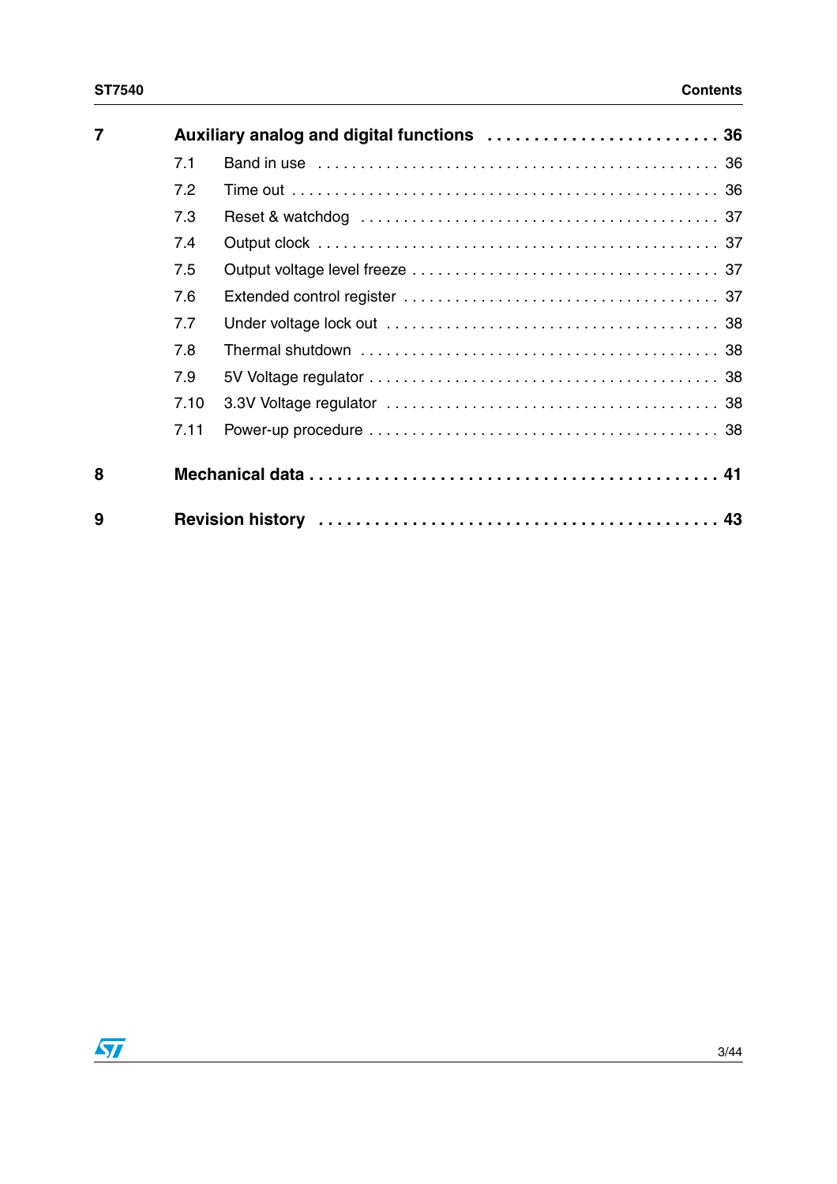| | | |
|---|---|---|
| **7** | **Auxiliary analog and digital functions** | **36** |
| | 7.1 Band in use | 36 |
| | 7.2 Time out | 36 |
| | 7.3 Reset & watchdog | 37 |
| | 7.4 Output clock | 37 |
| | 7.5 Output voltage level freeze | 37 |
| | 7.6 Extended control register | 37 |
| | 7.7 Under voltage lock out | 38 |
| | 7.8 Thermal shutdown | 38 |
| | 7.9 5V Voltage regulator | 38 |
| | 7.10 3.3V Voltage regulator | 38 |
| | 7.11 Power-up procedure | 38 |
| **8** | **Mechanical data** | **41** |
| **9** | **Revision history** | **43** |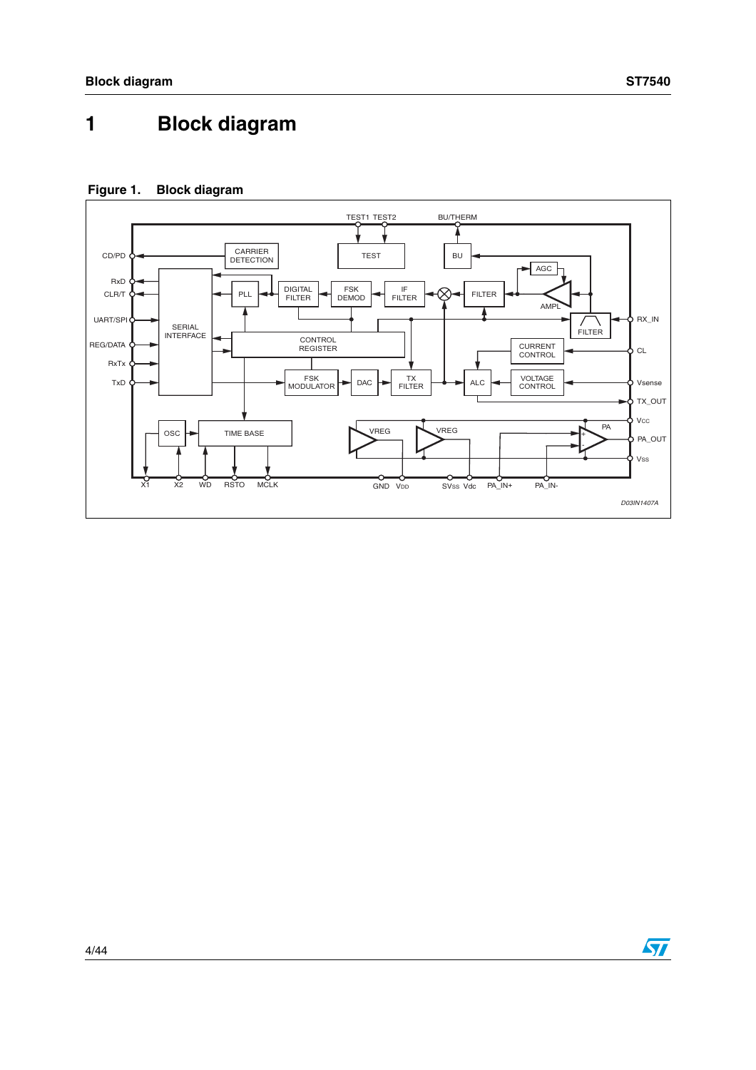# 1 Block diagram

**Figure 1. Block diagram**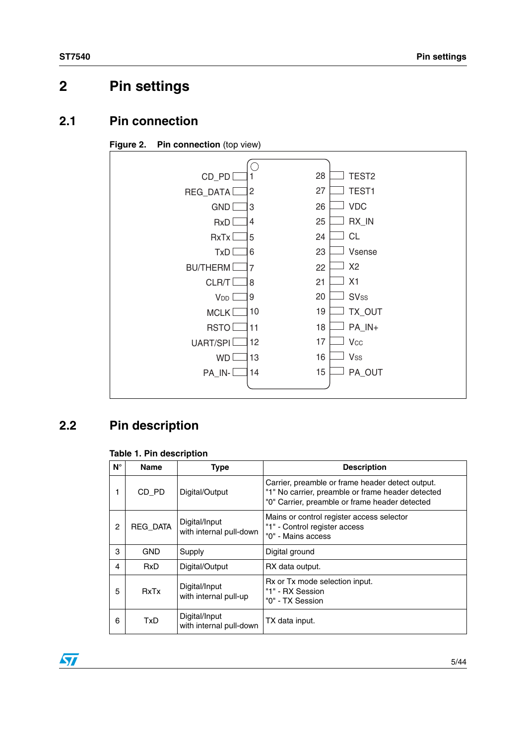# 2 Pin settings

## 2.1 Pin connection

**Figure 2. Pin connection** (top view)

| Pin | Name | Pin | Name |
|---|---|---|---|
| 1 | CD_PD | 28 | TEST2 |
| 2 | REG_DATA | 27 | TEST1 |
| 3 | GND | 26 | VDC |
| 4 | RxD | 25 | RX_IN |
| 5 | RxTx | 24 | CL |
| 6 | TxD | 23 | Vsense |
| 7 | BU/THERM | 22 | X2 |
| 8 | CLR/T | 21 | X1 |
| 9 | $V_{DD}$ | 20 | $SV_{SS}$ |
| 10 | MCLK | 19 | TX_OUT |
| 11 | RSTO | 18 | PA_IN+ |
| 12 | UART/SPI | 17 | $V_{CC}$ |
| 13 | WD | 16 | $V_{SS}$ |
| 14 | PA_IN- | 15 | PA_OUT |

## 2.2 Pin description

**Table 1. Pin description**

| N° | Name | Type | Description |
|---|---|---|---|
| 1 | CD_PD | Digital/Output | Carrier, preamble or frame header detect output.<br>"1" No carrier, preamble or frame header detected<br>"0" Carrier, preamble or frame header detected |
| 2 | REG_DATA | Digital/Input with internal pull-down | Mains or control register access selector<br>"1" - Control register access<br>"0" - Mains access |
| 3 | GND | Supply | Digital ground |
| 4 | RxD | Digital/Output | RX data output. |
| 5 | RxTx | Digital/Input with internal pull-up | Rx or Tx mode selection input.<br>"1" - RX Session<br>"0" - TX Session |
| 6 | TxD | Digital/Input with internal pull-down | TX data input. |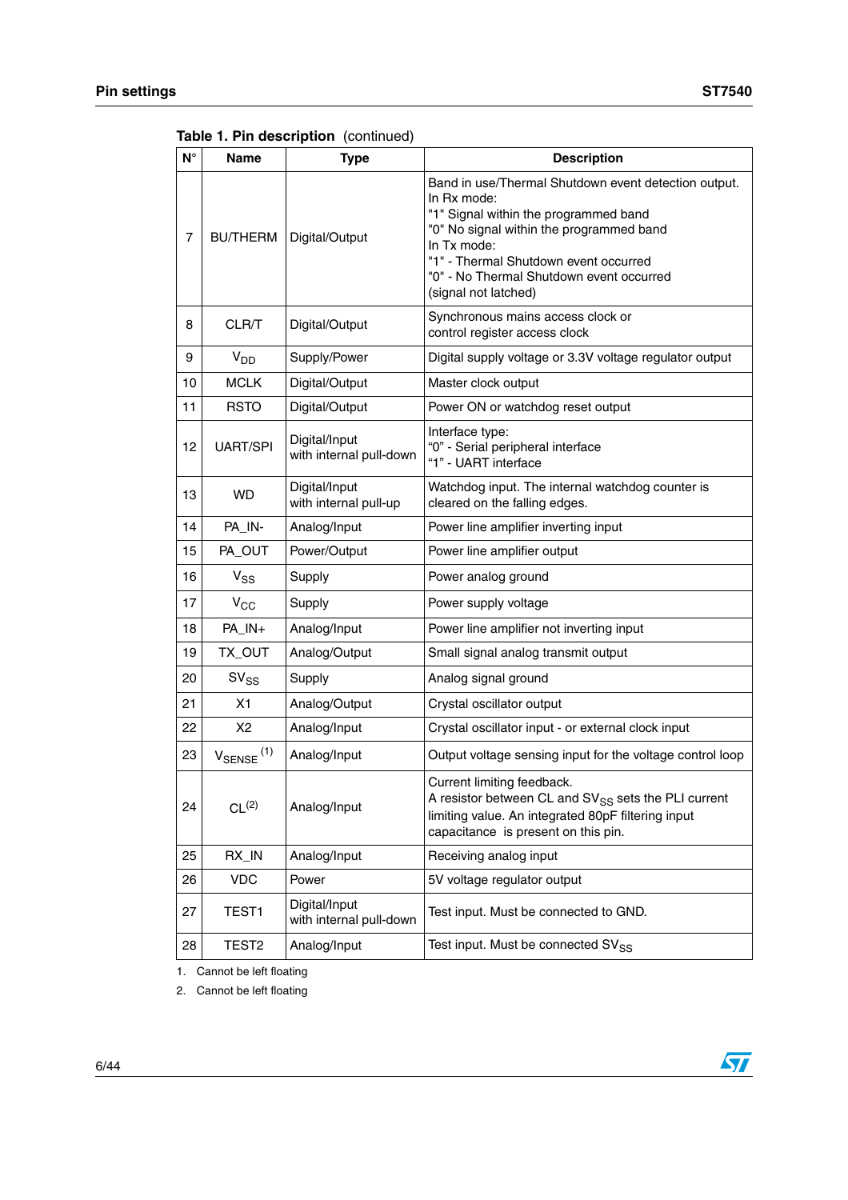**Table 1. Pin description** (continued)

| N° | Name | Type | Description |
|---|---|---|---|
| 7 | BU/THERM | Digital/Output | Band in use/Thermal Shutdown event detection output.<br>In Rx mode:<br>"1" Signal within the programmed band<br>"0" No signal within the programmed band<br>In Tx mode:<br>"1" - Thermal Shutdown event occurred<br>"0" - No Thermal Shutdown event occurred<br>(signal not latched) |
| 8 | CLR/T | Digital/Output | Synchronous mains access clock or control register access clock |
| 9 | $V_{DD}$ | Supply/Power | Digital supply voltage or 3.3V voltage regulator output |
| 10 | MCLK | Digital/Output | Master clock output |
| 11 | RSTO | Digital/Output | Power ON or watchdog reset output |
| 12 | UART/SPI | Digital/Input with internal pull-down | Interface type:<br>"0" - Serial peripheral interface<br>"1" - UART interface |
| 13 | WD | Digital/Input with internal pull-up | Watchdog input. The internal watchdog counter is cleared on the falling edges. |
| 14 | PA_IN- | Analog/Input | Power line amplifier inverting input |
| 15 | PA_OUT | Power/Output | Power line amplifier output |
| 16 | $V_{SS}$ | Supply | Power analog ground |
| 17 | $V_{CC}$ | Supply | Power supply voltage |
| 18 | PA_IN+ | Analog/Input | Power line amplifier not inverting input |
| 19 | TX_OUT | Analog/Output | Small signal analog transmit output |
| 20 | $SV_{SS}$ | Supply | Analog signal ground |
| 21 | X1 | Analog/Output | Crystal oscillator output |
| 22 | X2 | Analog/Input | Crystal oscillator input - or external clock input |
| 23 | $V_{SENSE}$ (1) | Analog/Input | Output voltage sensing input for the voltage control loop |
| 24 | CL(2) | Analog/Input | Current limiting feedback.<br>A resistor between CL and $SV_{SS}$ sets the PLI current limiting value. An integrated 80pF filtering input capacitance is present on this pin. |
| 25 | RX_IN | Analog/Input | Receiving analog input |
| 26 | VDC | Power | 5V voltage regulator output |
| 27 | TEST1 | Digital/Input with internal pull-down | Test input. Must be connected to GND. |
| 28 | TEST2 | Analog/Input | Test input. Must be connected $SV_{SS}$ |

1. Cannot be left floating
2. Cannot be left floating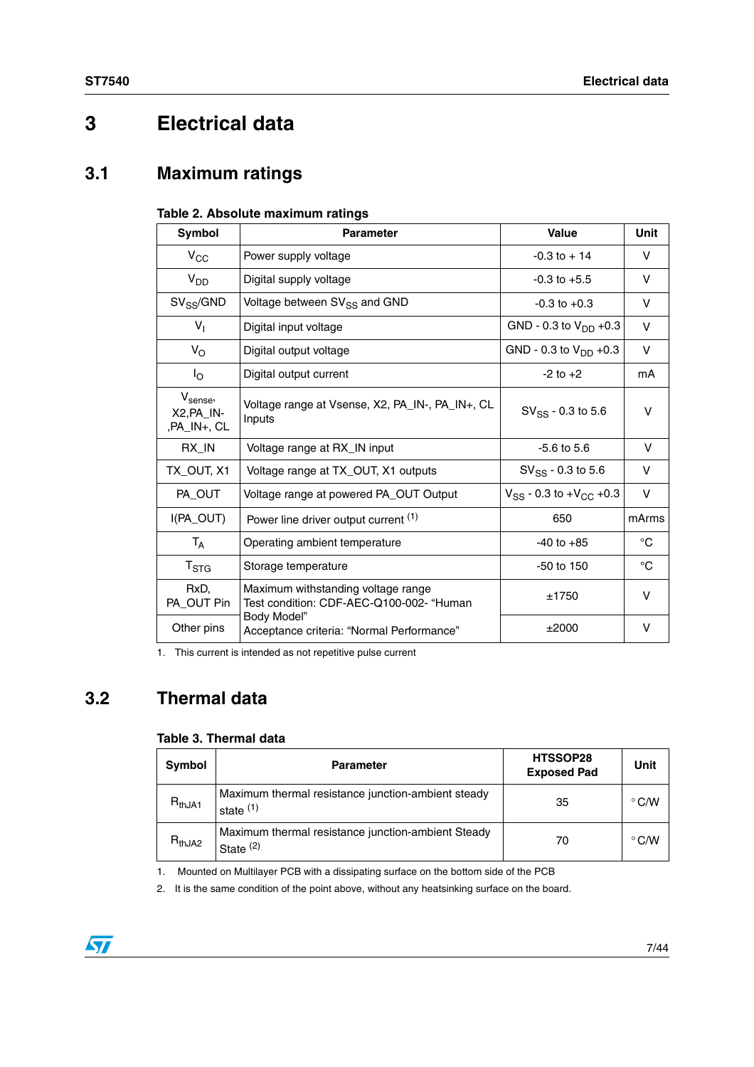# 3 Electrical data

## 3.1 Maximum ratings

**Table 2. Absolute maximum ratings**

| Symbol | Parameter | Value | Unit |
|---|---|---|---|
| $V_{CC}$ | Power supply voltage | -0.3 to + 14 | V |
| $V_{DD}$ | Digital supply voltage | -0.3 to +5.5 | V |
| $SV_{SS}$/GND | Voltage between $SV_{SS}$ and GND | -0.3 to +0.3 | V |
| $V_I$ | Digital input voltage | GND - 0.3 to $V_{DD}$ +0.3 | V |
| $V_O$ | Digital output voltage | GND - 0.3 to $V_{DD}$ +0.3 | V |
| $I_O$ | Digital output current | -2 to +2 | mA |
| $V_{sense}$, X2,PA_IN-,PA_IN+, CL | Voltage range at Vsense, X2, PA_IN-, PA_IN+, CL Inputs | $SV_{SS}$ - 0.3 to 5.6 | V |
| RX_IN | Voltage range at RX_IN input | -5.6 to 5.6 | V |
| TX_OUT, X1 | Voltage range at TX_OUT, X1 outputs | $SV_{SS}$ - 0.3 to 5.6 | V |
| PA_OUT | Voltage range at powered PA_OUT Output | $V_{SS}$ - 0.3 to $+V_{CC}$ +0.3 | V |
| I(PA_OUT) | Power line driver output current [1] | 650 | mArms |
| $T_A$ | Operating ambient temperature | -40 to +85 | °C |
| $T_{STG}$ | Storage temperature | -50 to 150 | °C |
| RxD, PA_OUT Pin | Maximum withstanding voltage range Test condition: CDF-AEC-Q100-002- "Human Body Model" Acceptance criteria: "Normal Performance" | ±1750 | V |
| Other pins | | ±2000 | V |

1. This current is intended as not repetitive pulse current

## 3.2 Thermal data

**Table 3. Thermal data**

| Symbol | Parameter | HTSSOP28 Exposed Pad | Unit |
|---|---|---|---|
| $R_{thJA1}$ | Maximum thermal resistance junction-ambient steady state [1] | 35 | °C/W |
| $R_{thJA2}$ | Maximum thermal resistance junction-ambient Steady State [2] | 70 | °C/W |

1. Mounted on Multilayer PCB with a dissipating surface on the bottom side of the PCB
2. It is the same condition of the point above, without any heatsinking surface on the board.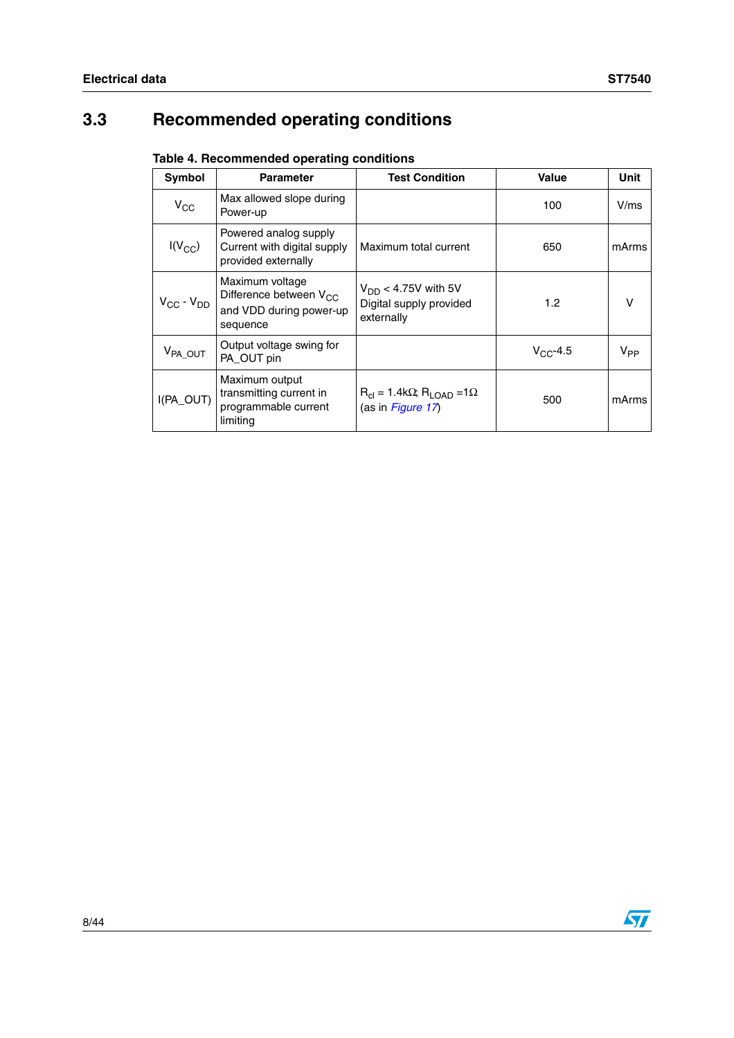## 3.3 Recommended operating conditions

**Table 4. Recommended operating conditions**

| Symbol | Parameter | Test Condition | Value | Unit |
|---|---|---|---|---|
| $V_{CC}$ | Max allowed slope during Power-up | | 100 | V/ms |
| $I(V_{CC})$ | Powered analog supply Current with digital supply provided externally | Maximum total current | 650 | mArms |
| $V_{CC}$ - $V_{DD}$ | Maximum voltage Difference between $V_{CC}$ and VDD during power-up sequence | $V_{DD}$ < 4.75V with 5V Digital supply provided externally | 1.2 | V |
| $V_{PA\_OUT}$ | Output voltage swing for PA_OUT pin | | $V_{CC}$-4.5 | $V_{PP}$ |
| I(PA_OUT) | Maximum output transmitting current in programmable current limiting | $R_{cl}$ = 1.4kΩ; $R_{LOAD}$ =1Ω (as in *Figure 17*) | 500 | mArms |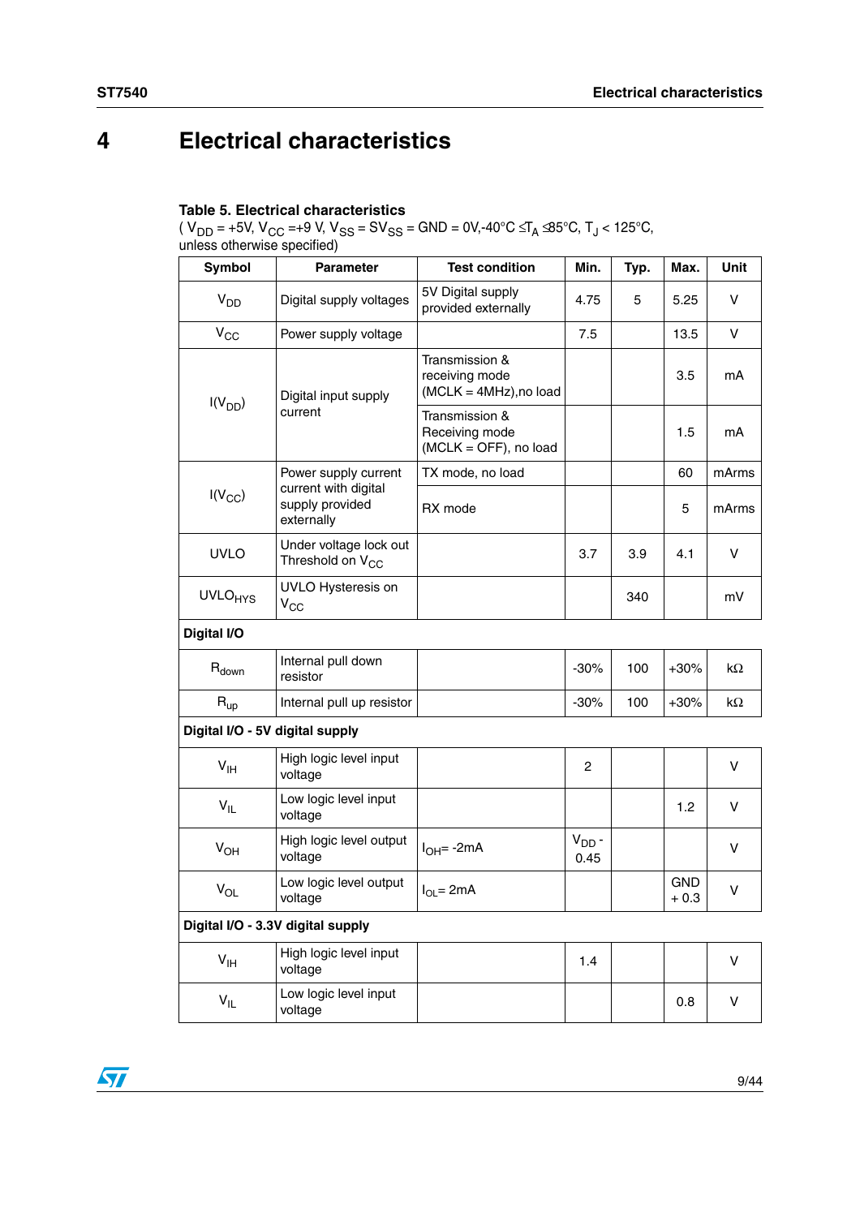# 4 Electrical characteristics

**Table 5. Electrical characteristics**

( $V_{DD}$ = +5V, $V_{CC}$ =+9 V, $V_{SS}$ = $SV_{SS}$ = GND = 0V,-40°C ≤$T_A$ ≤85°C, $T_J$ < 125°C, unless otherwise specified)

| Symbol | Parameter | Test condition | Min. | Typ. | Max. | Unit |
|---|---|---|---|---|---|---|
| $V_{DD}$ | Digital supply voltages | 5V Digital supply provided externally | 4.75 | 5 | 5.25 | V |
| $V_{CC}$ | Power supply voltage | | 7.5 | | 13.5 | V |
| $I(V_{DD})$ | Digital input supply current | Transmission & receiving mode (MCLK = 4MHz),no load | | | 3.5 | mA |
| | | Transmission & Receiving mode (MCLK = OFF), no load | | | 1.5 | mA |
| $I(V_{CC})$ | Power supply current current with digital supply provided externally | TX mode, no load | | | 60 | mArms |
| | | RX mode | | | 5 | mArms |
| UVLO | Under voltage lock out Threshold on $V_{CC}$ | | 3.7 | 3.9 | 4.1 | V |
| $UVLO_{HYS}$ | UVLO Hysteresis on $V_{CC}$ | | | 340 | | mV |
| **Digital I/O** | | | | | | |
| $R_{down}$ | Internal pull down resistor | | -30% | 100 | +30% | kΩ |
| $R_{up}$ | Internal pull up resistor | | -30% | 100 | +30% | kΩ |
| **Digital I/O - 5V digital supply** | | | | | | |
| $V_{IH}$ | High logic level input voltage | | 2 | | | V |
| $V_{IL}$ | Low logic level input voltage | | | | 1.2 | V |
| $V_{OH}$ | High logic level output voltage | $I_{OH}$= -2mA | $V_{DD}$ - 0.45 | | | V |
| $V_{OL}$ | Low logic level output voltage | $I_{OL}$= 2mA | | | GND + 0.3 | V |
| **Digital I/O - 3.3V digital supply** | | | | | | |
| $V_{IH}$ | High logic level input voltage | | 1.4 | | | V |
| $V_{IL}$ | Low logic level input voltage | | | | 0.8 | V |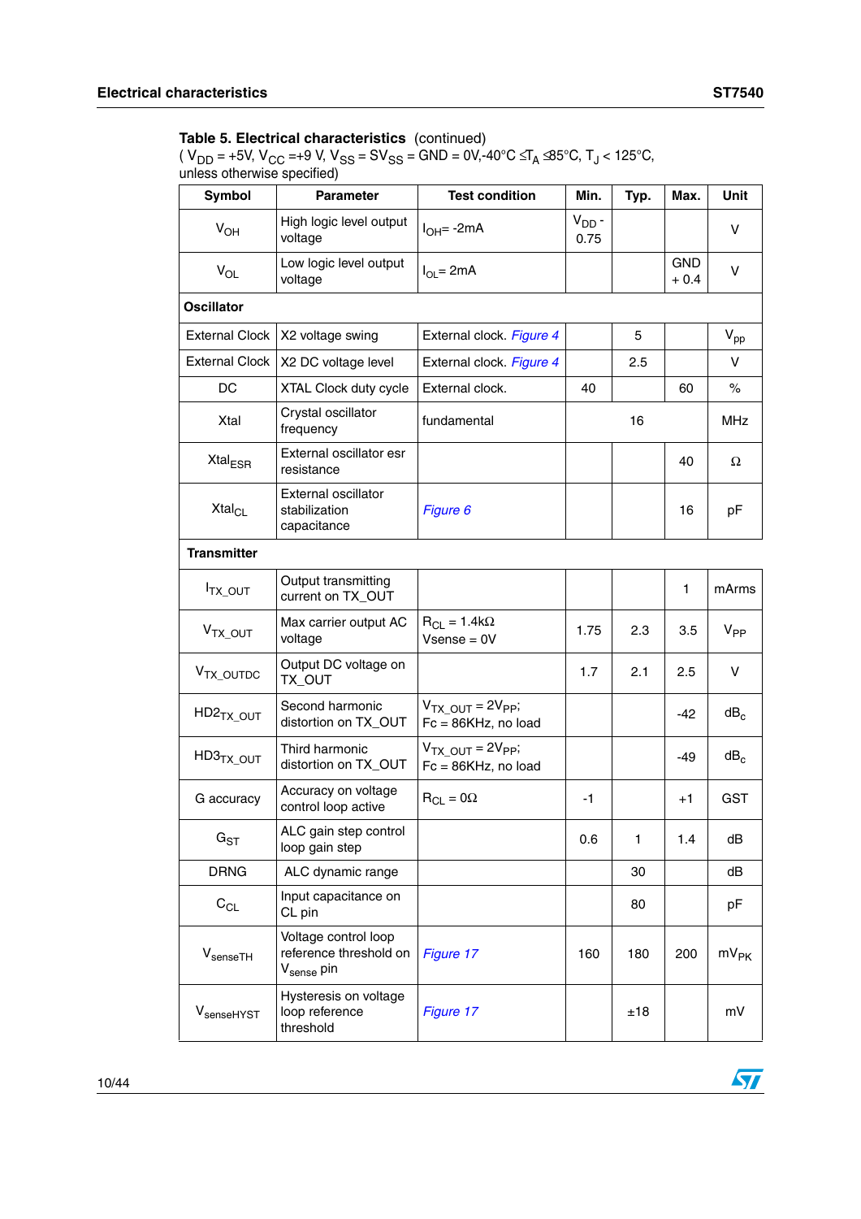**Table 5. Electrical characteristics** (continued)
( $V_{DD}$ = +5V, $V_{CC}$ =+9 V, $V_{SS}$ = $SV_{SS}$ = GND = 0V,-40°C ≤$T_A$ ≤85°C, $T_J$ < 125°C, unless otherwise specified)

| Symbol | Parameter | Test condition | Min. | Typ. | Max. | Unit |
|---|---|---|---|---|---|---|
| $V_{OH}$ | High logic level output voltage | $I_{OH}$= -2mA | $V_{DD}$ - 0.75 | | | V |
| $V_{OL}$ | Low logic level output voltage | $I_{OL}$= 2mA | | | GND + 0.4 | V |
| **Oscillator** | | | | | | |
| External Clock | X2 voltage swing | External clock. *Figure 4* | | 5 | | $V_{pp}$ |
| External Clock | X2 DC voltage level | External clock. *Figure 4* | | 2.5 | | V |
| DC | XTAL Clock duty cycle | External clock. | 40 | | 60 | % |
| Xtal | Crystal oscillator frequency | fundamental | | 16 | | MHz |
| $Xtal_{ESR}$ | External oscillator esr resistance | | | | 40 | Ω |
| $Xtal_{CL}$ | External oscillator stabilization capacitance | *Figure 6* | | | 16 | pF |
| **Transmitter** | | | | | | |
| $I_{TX\_OUT}$ | Output transmitting current on TX_OUT | | | | 1 | mArms |
| $V_{TX\_OUT}$ | Max carrier output AC voltage | $R_{CL}$ = 1.4kΩ Vsense = 0V | 1.75 | 2.3 | 3.5 | $V_{PP}$ |
| $V_{TX\_OUTDC}$ | Output DC voltage on TX_OUT | | 1.7 | 2.1 | 2.5 | V |
| $HD2_{TX\_OUT}$ | Second harmonic distortion on TX_OUT | $V_{TX\_OUT}$ = $2V_{PP}$; Fc = 86KHz, no load | | | -42 | $dB_c$ |
| $HD3_{TX\_OUT}$ | Third harmonic distortion on TX_OUT | $V_{TX\_OUT}$ = $2V_{PP}$; Fc = 86KHz, no load | | | -49 | $dB_c$ |
| G accuracy | Accuracy on voltage control loop active | $R_{CL}$ = 0Ω | -1 | | +1 | GST |
| $G_{ST}$ | ALC gain step control loop gain step | | 0.6 | 1 | 1.4 | dB |
| DRNG | ALC dynamic range | | | 30 | | dB |
| $C_{CL}$ | Input capacitance on CL pin | | | 80 | | pF |
| $V_{senseTH}$ | Voltage control loop reference threshold on $V_{sense}$ pin | *Figure 17* | 160 | 180 | 200 | $mV_{PK}$ |
| $V_{senseHYST}$ | Hysteresis on voltage loop reference threshold | *Figure 17* | | ±18 | | mV |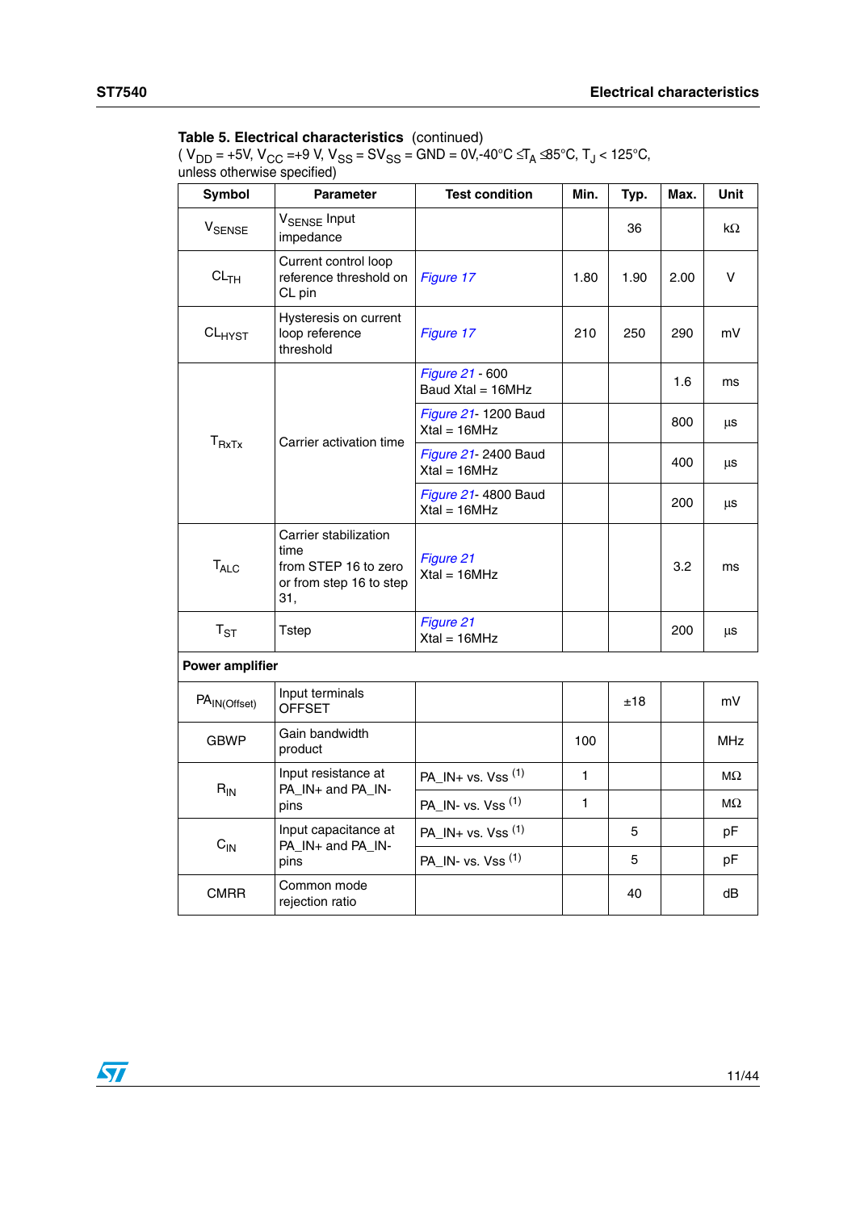**Table 5. Electrical characteristics** (continued)
( $V_{DD}$ = +5V, $V_{CC}$ =+9 V, $V_{SS}$ = $SV_{SS}$ = GND = 0V,-40°C ≤$T_A$ ≤85°C, $T_J$ < 125°C, unless otherwise specified)

| Symbol | Parameter | Test condition | Min. | Typ. | Max. | Unit |
|---|---|---|---|---|---|---|
| $V_{SENSE}$ | $V_{SENSE}$ Input impedance | | | 36 | | kΩ |
| $CL_{TH}$ | Current control loop reference threshold on CL pin | *Figure 17* | 1.80 | 1.90 | 2.00 | V |
| $CL_{HYST}$ | Hysteresis on current loop reference threshold | *Figure 17* | 210 | 250 | 290 | mV |
| $T_{RxTx}$ | Carrier activation time | *Figure 21* - 600 Baud Xtal = 16MHz | | | 1.6 | ms |
| | | *Figure 21*- 1200 Baud Xtal = 16MHz | | | 800 | µs |
| | | *Figure 21*- 2400 Baud Xtal = 16MHz | | | 400 | µs |
| | | *Figure 21*- 4800 Baud Xtal = 16MHz | | | 200 | µs |
| $T_{ALC}$ | Carrier stabilization time from STEP 16 to zero or from step 16 to step 31, | *Figure 21* Xtal = 16MHz | | | 3.2 | ms |
| $T_{ST}$ | Tstep | *Figure 21* Xtal = 16MHz | | | 200 | µs |
| **Power amplifier** | | | | | | |
| $PA_{IN(Offset)}$ | Input terminals OFFSET | | | ±18 | | mV |
| GBWP | Gain bandwidth product | | 100 | | | MHz |
| $R_{IN}$ | Input resistance at PA_IN+ and PA_IN- pins | PA_IN+ vs. Vss (1) | 1 | | | MΩ |
| | | PA_IN- vs. Vss (1) | 1 | | | MΩ |
| $C_{IN}$ | Input capacitance at PA_IN+ and PA_IN- pins | PA_IN+ vs. Vss (1) | | 5 | | pF |
| | | PA_IN- vs. Vss (1) | | 5 | | pF |
| CMRR | Common mode rejection ratio | | | 40 | | dB |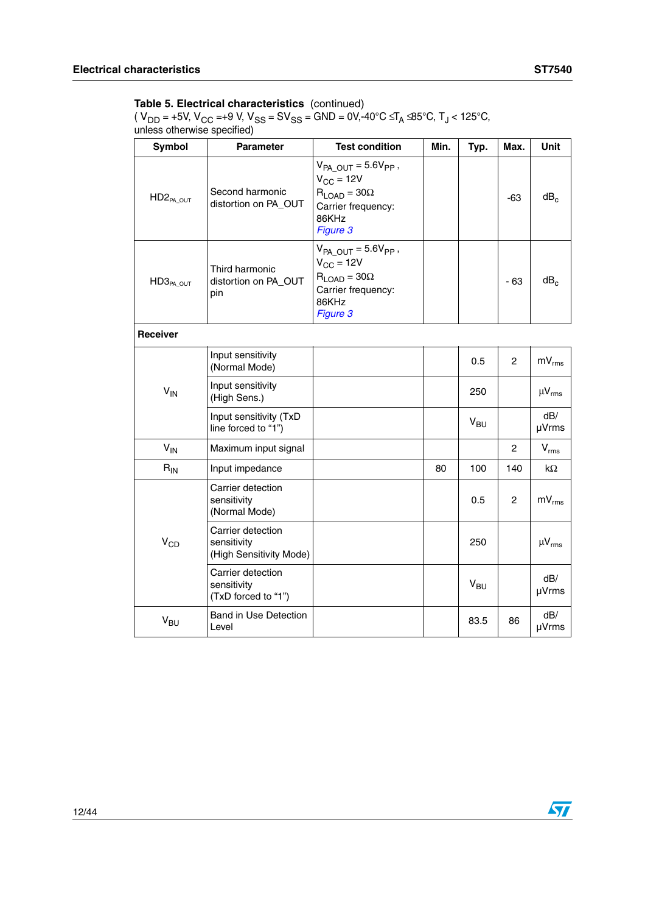**Table 5. Electrical characteristics** (continued)
( $V_{DD}$ = +5V, $V_{CC}$ =+9 V, $V_{SS}$ = $SV_{SS}$ = GND = 0V,-40°C ≤$T_A$ ≤85°C, $T_J$ < 125°C, unless otherwise specified)

| Symbol | Parameter | Test condition | Min. | Typ. | Max. | Unit |
|---|---|---|---|---|---|---|
| $HD2_{PA\_OUT}$ | Second harmonic distortion on PA_OUT | $V_{PA\_OUT}$ = 5.6$V_{PP}$ , $V_{CC}$ = 12V $R_{LOAD}$ = 30Ω Carrier frequency: 86KHz *Figure 3* | | | -63 | $dB_c$ |
| $HD3_{PA\_OUT}$ | Third harmonic distortion on PA_OUT pin | $V_{PA\_OUT}$ = 5.6$V_{PP}$ , $V_{CC}$ = 12V $R_{LOAD}$ = 30Ω Carrier frequency: 86KHz *Figure 3* | | | - 63 | $dB_c$ |
| **Receiver** | | | | | | |
| $V_{IN}$ | Input sensitivity (Normal Mode) | | | 0.5 | 2 | $mV_{rms}$ |
| | Input sensitivity (High Sens.) | | | 250 | | $\mu V_{rms}$ |
| | Input sensitivity (TxD line forced to “1”) | | | $V_{BU}$ | | dB/ μVrms |
| $V_{IN}$ | Maximum input signal | | | | 2 | $V_{rms}$ |
| $R_{IN}$ | Input impedance | | 80 | 100 | 140 | kΩ |
| $V_{CD}$ | Carrier detection sensitivity (Normal Mode) | | | 0.5 | 2 | $mV_{rms}$ |
| | Carrier detection sensitivity (High Sensitivity Mode) | | | 250 | | $\mu V_{rms}$ |
| | Carrier detection sensitivity (TxD forced to “1”) | | | $V_{BU}$ | | dB/ μVrms |
| $V_{BU}$ | Band in Use Detection Level | | | 83.5 | 86 | dB/ μVrms |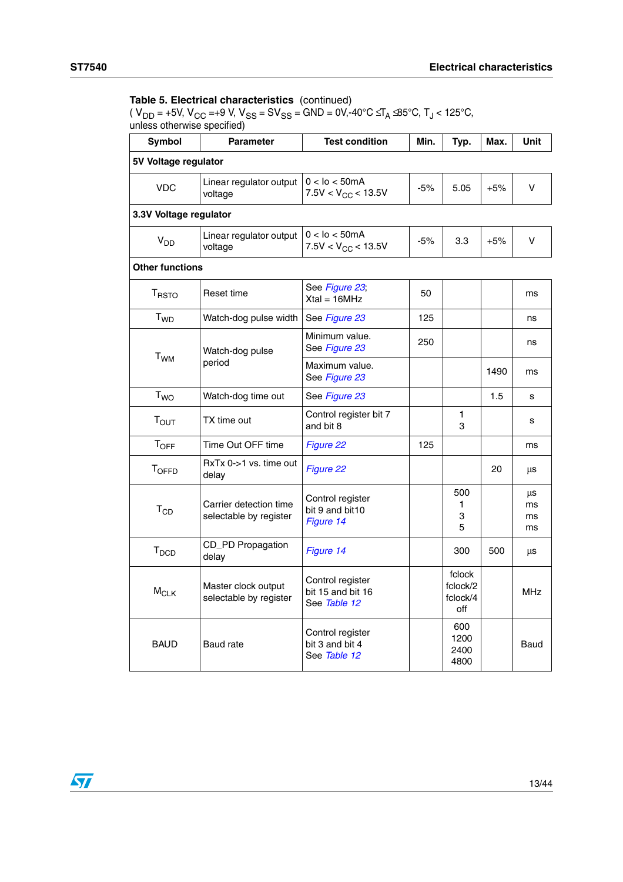**Table 5. Electrical characteristics** (continued)
( $V_{DD}$ = +5V, $V_{CC}$ =+9 V, $V_{SS}$ = $SV_{SS}$ = GND = 0V,-40°C ≤$T_A$ ≤85°C, $T_J$ < 125°C, unless otherwise specified)

| Symbol | Parameter | Test condition | Min. | Typ. | Max. | Unit |
|---|---|---|---|---|---|---|
| **5V Voltage regulator** | | | | | | |
| VDC | Linear regulator output voltage | 0 < Io < 50mA<br>7.5V < $V_{CC}$ < 13.5V | -5% | 5.05 | +5% | V |
| **3.3V Voltage regulator** | | | | | | |
| $V_{DD}$ | Linear regulator output voltage | 0 < Io < 50mA<br>7.5V < $V_{CC}$ < 13.5V | -5% | 3.3 | +5% | V |
| **Other functions** | | | | | | |
| $T_{RSTO}$ | Reset time | See *Figure 23*;<br>Xtal = 16MHz | 50 | | | ms |
| $T_{WD}$ | Watch-dog pulse width | See *Figure 23* | 125 | | | ns |
| $T_{WM}$ | Watch-dog pulse period | Minimum value.<br>See *Figure 23* | 250 | | | ns |
| | | Maximum value.<br>See *Figure 23* | | | 1490 | ms |
| $T_{WO}$ | Watch-dog time out | See *Figure 23* | | | 1.5 | s |
| $T_{OUT}$ | TX time out | Control register bit 7 and bit 8 | | 1<br>3 | | s |
| $T_{OFF}$ | Time Out OFF time | *Figure 22* | 125 | | | ms |
| $T_{OFFD}$ | RxTx 0->1 vs. time out delay | *Figure 22* | | | 20 | µs |
| $T_{CD}$ | Carrier detection time selectable by register | Control register bit 9 and bit10<br>*Figure 14* | | 500<br>1<br>3<br>5 | | µs<br>ms<br>ms<br>ms |
| $T_{DCD}$ | CD_PD Propagation delay | *Figure 14* | | 300 | 500 | µs |
| $M_{CLK}$ | Master clock output selectable by register | Control register bit 15 and bit 16<br>See *Table 12* | | fclock<br>fclock/2<br>fclock/4<br>off | | MHz |
| BAUD | Baud rate | Control register bit 3 and bit 4<br>See *Table 12* | | 600<br>1200<br>2400<br>4800 | | Baud |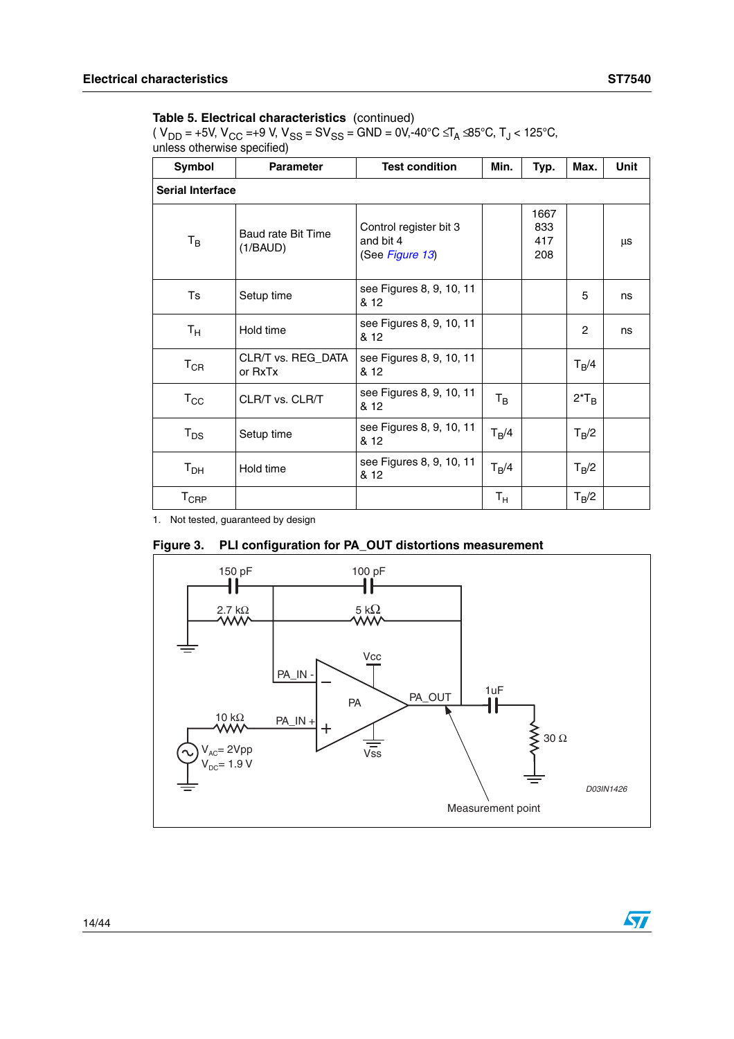**Table 5. Electrical characteristics** (continued)
( $V_{DD}$ = +5V, $V_{CC}$ =+9 V, $V_{SS}$ = $SV_{SS}$ = GND = 0V,-40°C ≤$T_A$ ≤85°C, $T_J$ < 125°C, unless otherwise specified)

| Symbol | Parameter | Test condition | Min. | Typ. | Max. | Unit |
|---|---|---|---|---|---|---|
| **Serial Interface** | | | | | | |
| $T_B$ | Baud rate Bit Time (1/BAUD) | Control register bit 3 and bit 4 (See Figure 13) | | 1667<br>833<br>417<br>208 | | µs |
| Ts | Setup time | see Figures 8, 9, 10, 11 & 12 | | | 5 | ns |
| $T_H$ | Hold time | see Figures 8, 9, 10, 11 & 12 | | | 2 | ns |
| $T_{CR}$ | CLR/T vs. REG_DATA or RxTx | see Figures 8, 9, 10, 11 & 12 | | | $T_B/4$ | |
| $T_{CC}$ | CLR/T vs. CLR/T | see Figures 8, 9, 10, 11 & 12 | $T_B$ | | $2^*T_B$ | |
| $T_{DS}$ | Setup time | see Figures 8, 9, 10, 11 & 12 | $T_B/4$ | | $T_B/2$ | |
| $T_{DH}$ | Hold time | see Figures 8, 9, 10, 11 & 12 | $T_B/4$ | | $T_B/2$ | |
| $T_{CRP}$ | | | $T_H$ | | $T_B/2$ | |

1. Not tested, guaranteed by design

**Figure 3. PLI configuration for PA_OUT distortions measurement**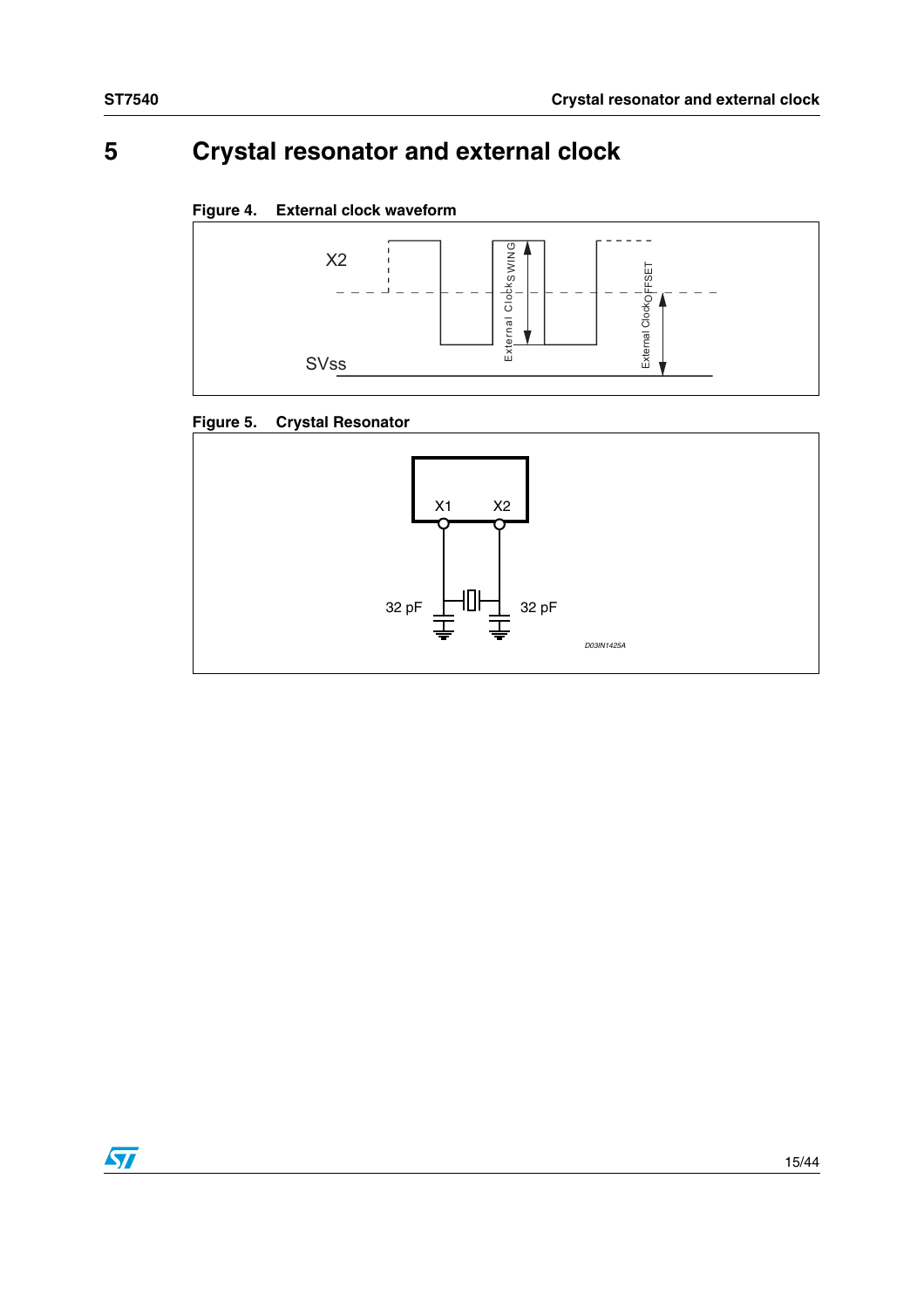# 5 Crystal resonator and external clock

**Figure 4. External clock waveform**

X2

External Clock SWING

External Clock OFFSET

SVss

**Figure 5. Crystal Resonator**

X1 X2

32 pF 32 pF

D03IN1425A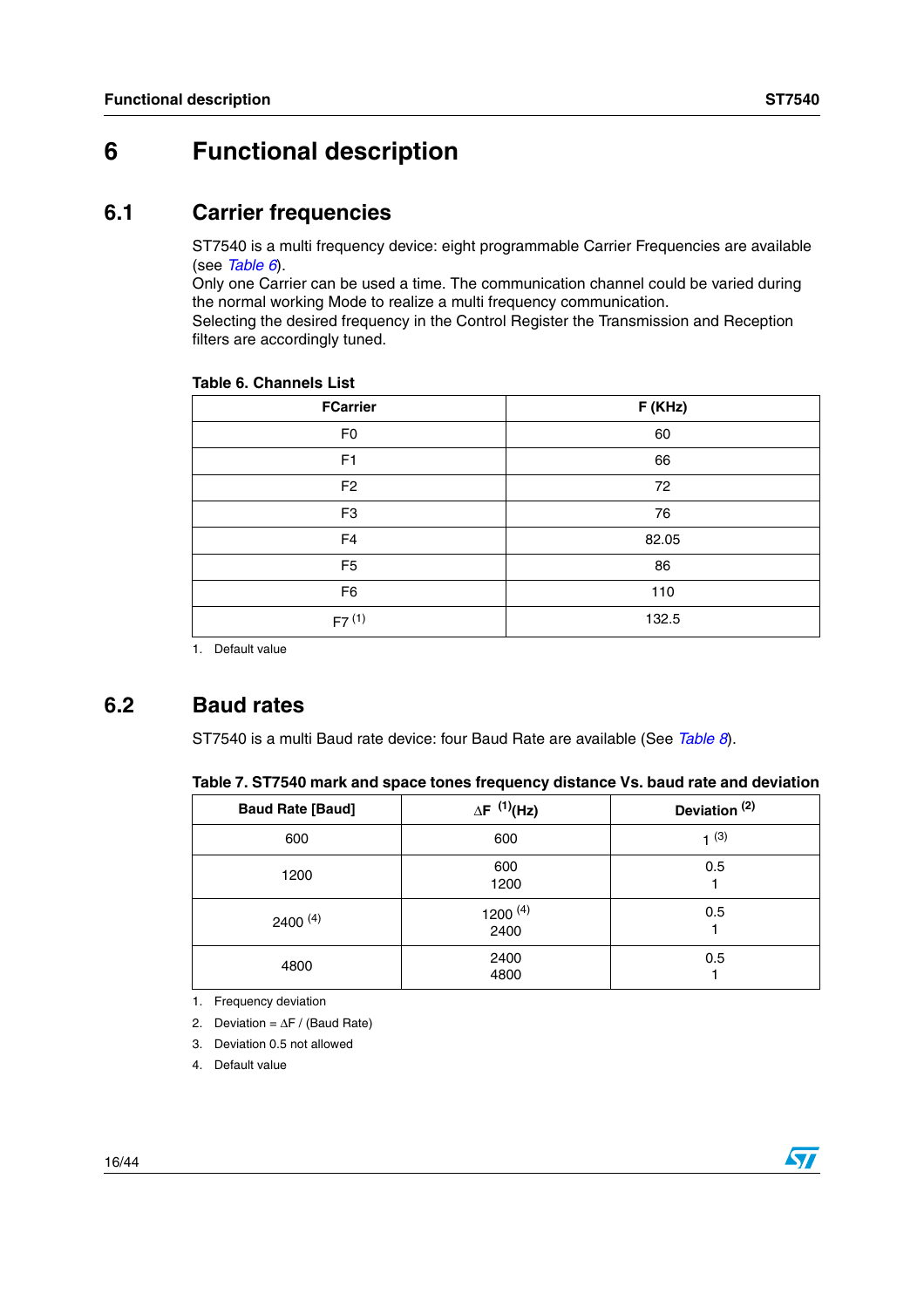# 6 Functional description

## 6.1 Carrier frequencies

ST7540 is a multi frequency device: eight programmable Carrier Frequencies are available (see *Table 6*).
Only one Carrier can be used a time. The communication channel could be varied during the normal working Mode to realize a multi frequency communication.
Selecting the desired frequency in the Control Register the Transmission and Reception filters are accordingly tuned.

**Table 6. Channels List**

| FCarrier | F (KHz) |
|---|---|
| F0 | 60 |
| F1 | 66 |
| F2 | 72 |
| F3 | 76 |
| F4 | 82.05 |
| F5 | 86 |
| F6 | 110 |
| F7 [(1)] | 132.5 |

1. Default value

## 6.2 Baud rates

ST7540 is a multi Baud rate device: four Baud Rate are available (See *Table 8*).

**Table 7. ST7540 mark and space tones frequency distance Vs. baud rate and deviation**

| Baud Rate [Baud] | $\Delta$F [(1)](Hz) | Deviation [(2)] |
|---|---|---|
| 600 | 600 | 1 [(3)] |
| 1200 | 600<br>1200 | 0.5<br>1 |
| 2400 [(4)] | 1200 [(4)]<br>2400 | 0.5<br>1 |
| 4800 | 2400<br>4800 | 0.5<br>1 |

1. Frequency deviation
2. Deviation = $\Delta$F / (Baud Rate)
3. Deviation 0.5 not allowed
4. Default value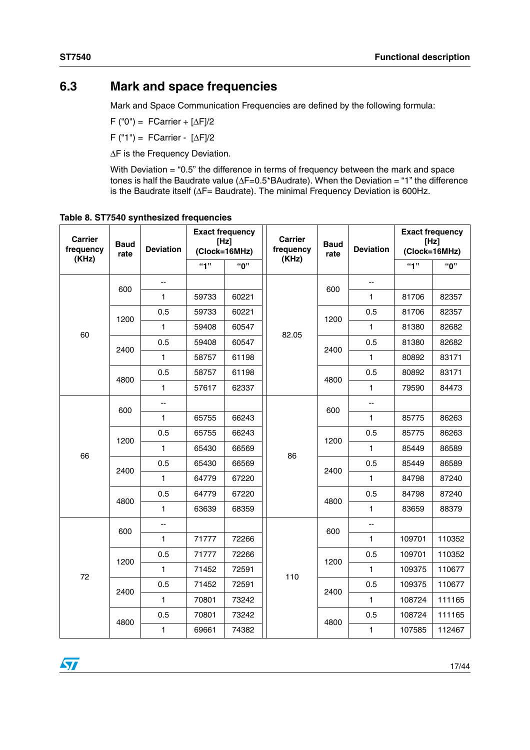## 6.3 Mark and space frequencies

Mark and Space Communication Frequencies are defined by the following formula:

F ("0") = FCarrier + [ΔF]/2

F ("1") = FCarrier - [ΔF]/2

ΔF is the Frequency Deviation.

With Deviation = "0.5" the difference in terms of frequency between the mark and space tones is half the Baudrate value (ΔF=0.5*BAudrate). When the Deviation = "1" the difference is the Baudrate itself (ΔF= Baudrate). The minimal Frequency Deviation is 600Hz.

**Table 8. ST7540 synthesized frequencies**

| Carrier frequency (KHz) | Baud rate | Deviation | Exact frequency [Hz] (Clock=16MHz) | | Carrier frequency (KHz) | Baud rate | Deviation | Exact frequency [Hz] (Clock=16MHz) | |
|---|---|---|---|---|---|---|---|---|---|
| | | | "1" | "0" | | | | "1" | "0" |
| 60 | 600 | -- | | | 82.05 | 600 | -- | | |
| | | 1 | 59733 | 60221 | | | 1 | 81706 | 82357 |
| | 1200 | 0.5 | 59733 | 60221 | | 1200 | 0.5 | 81706 | 82357 |
| | | 1 | 59408 | 60547 | | | 1 | 81380 | 82682 |
| | 2400 | 0.5 | 59408 | 60547 | | 2400 | 0.5 | 81380 | 82682 |
| | | 1 | 58757 | 61198 | | | 1 | 80892 | 83171 |
| | 4800 | 0.5 | 58757 | 61198 | | 4800 | 0.5 | 80892 | 83171 |
| | | 1 | 57617 | 62337 | | | 1 | 79590 | 84473 |
| 66 | 600 | -- | | | 86 | 600 | -- | | |
| | | 1 | 65755 | 66243 | | | 1 | 85775 | 86263 |
| | 1200 | 0.5 | 65755 | 66243 | | 1200 | 0.5 | 85775 | 86263 |
| | | 1 | 65430 | 66569 | | | 1 | 85449 | 86589 |
| | 2400 | 0.5 | 65430 | 66569 | | 2400 | 0.5 | 85449 | 86589 |
| | | 1 | 64779 | 67220 | | | 1 | 84798 | 87240 |
| | 4800 | 0.5 | 64779 | 67220 | | 4800 | 0.5 | 84798 | 87240 |
| | | 1 | 63639 | 68359 | | | 1 | 83659 | 88379 |
| 72 | 600 | -- | | | 110 | 600 | -- | | |
| | | 1 | 71777 | 72266 | | | 1 | 109701 | 110352 |
| | 1200 | 0.5 | 71777 | 72266 | | 1200 | 0.5 | 109701 | 110352 |
| | | 1 | 71452 | 72591 | | | 1 | 109375 | 110677 |
| | 2400 | 0.5 | 71452 | 72591 | | 2400 | 0.5 | 109375 | 110677 |
| | | 1 | 70801 | 73242 | | | 1 | 108724 | 111165 |
| | 4800 | 0.5 | 70801 | 73242 | | 4800 | 0.5 | 108724 | 111165 |
| | | 1 | 69661 | 74382 | | | 1 | 107585 | 112467 |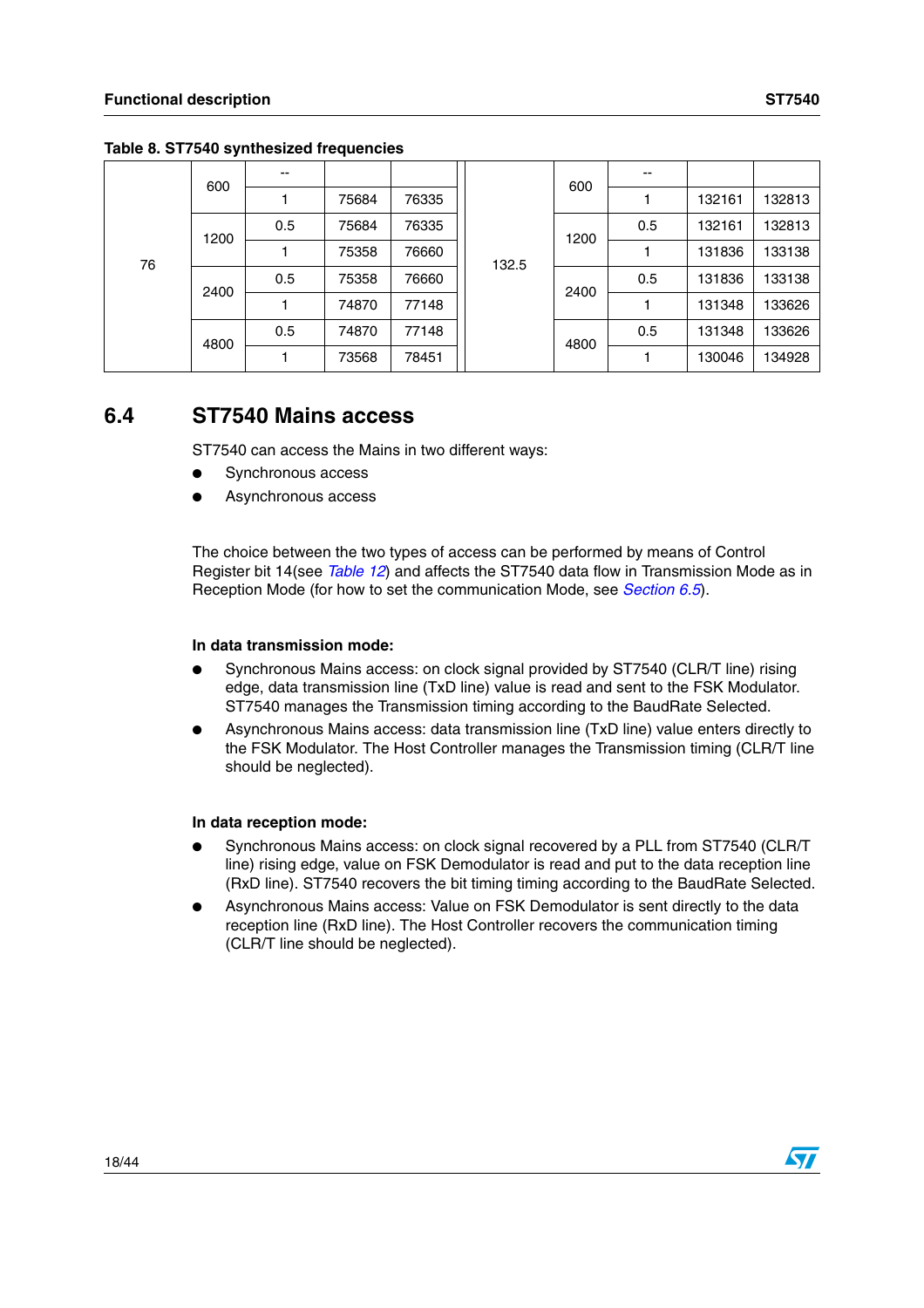Table 8. ST7540 synthesized frequencies

| | | | | | | | | | |
|---|---|---|---|---|---|---|---|---|---|
| 76 | 600 | -- | | | 132.5 | 600 | -- | | |
| | | 1 | 75684 | 76335 | | | 1 | 132161 | 132813 |
| | 1200 | 0.5 | 75684 | 76335 | | 1200 | 0.5 | 132161 | 132813 |
| | | 1 | 75358 | 76660 | | | 1 | 131836 | 133138 |
| | 2400 | 0.5 | 75358 | 76660 | | 2400 | 0.5 | 131836 | 133138 |
| | | 1 | 74870 | 77148 | | | 1 | 131348 | 133626 |
| | 4800 | 0.5 | 74870 | 77148 | | 4800 | 0.5 | 131348 | 133626 |
| | | 1 | 73568 | 78451 | | | 1 | 130046 | 134928 |

## 6.4 ST7540 Mains access

ST7540 can access the Mains in two different ways:

- Synchronous access
- Asynchronous access

The choice between the two types of access can be performed by means of Control Register bit 14(see *Table 12*) and affects the ST7540 data flow in Transmission Mode as in Reception Mode (for how to set the communication Mode, see *Section 6.5*).

**In data transmission mode:**

- Synchronous Mains access: on clock signal provided by ST7540 (CLR/T line) rising edge, data transmission line (TxD line) value is read and sent to the FSK Modulator. ST7540 manages the Transmission timing according to the BaudRate Selected.
- Asynchronous Mains access: data transmission line (TxD line) value enters directly to the FSK Modulator. The Host Controller manages the Transmission timing (CLR/T line should be neglected).

**In data reception mode:**

- Synchronous Mains access: on clock signal recovered by a PLL from ST7540 (CLR/T line) rising edge, value on FSK Demodulator is read and put to the data reception line (RxD line). ST7540 recovers the bit timing timing according to the BaudRate Selected.
- Asynchronous Mains access: Value on FSK Demodulator is sent directly to the data reception line (RxD line). The Host Controller recovers the communication timing (CLR/T line should be neglected).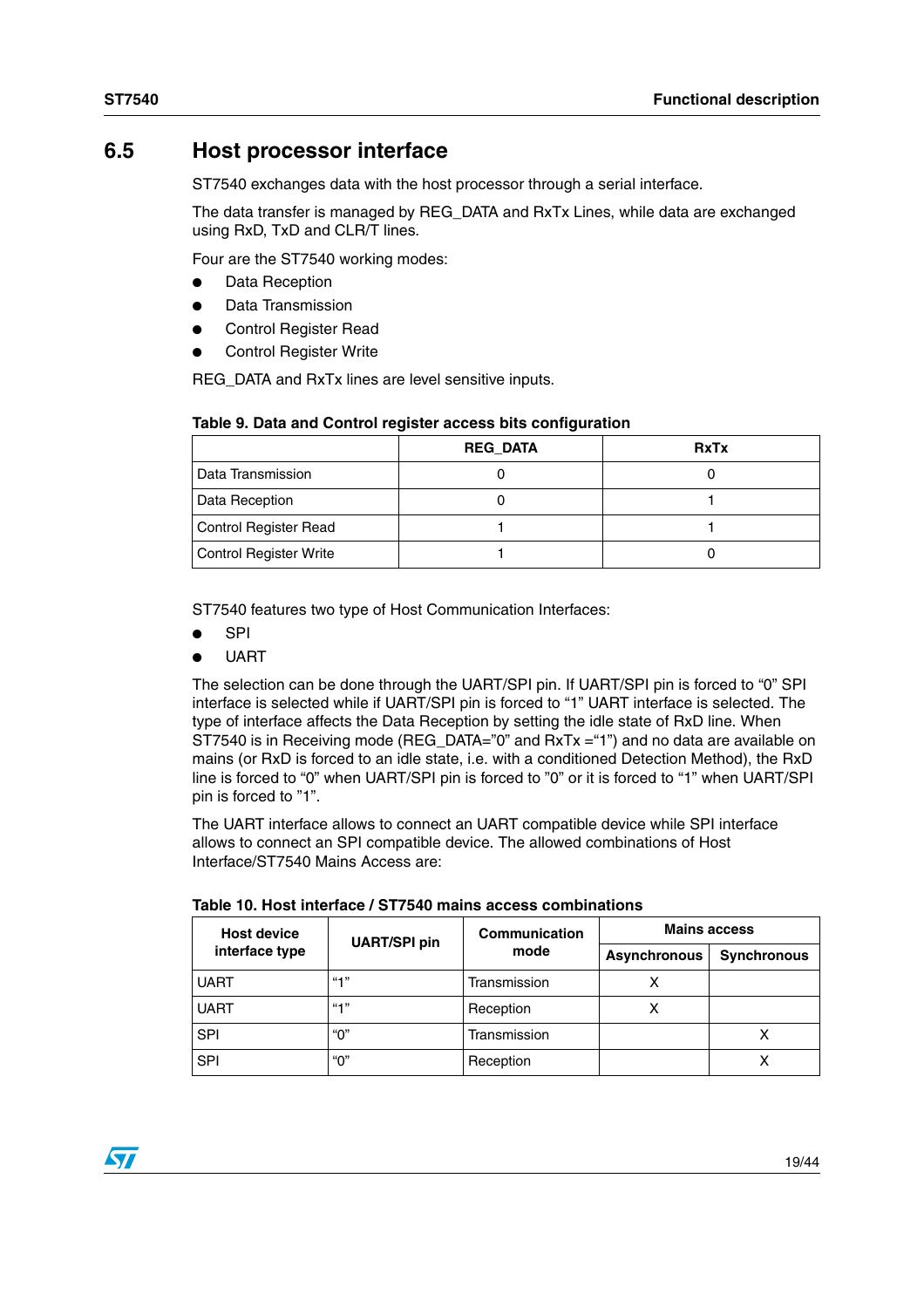## 6.5 Host processor interface

ST7540 exchanges data with the host processor through a serial interface.

The data transfer is managed by REG_DATA and RxTx Lines, while data are exchanged using RxD, TxD and CLR/T lines.

Four are the ST7540 working modes:

- Data Reception
- Data Transmission
- Control Register Read
- Control Register Write

REG_DATA and RxTx lines are level sensitive inputs.

**Table 9. Data and Control register access bits configuration**

| | REG_DATA | RxTx |
|---|---|---|
| Data Transmission | 0 | 0 |
| Data Reception | 0 | 1 |
| Control Register Read | 1 | 1 |
| Control Register Write | 1 | 0 |

ST7540 features two type of Host Communication Interfaces:

- SPI
- UART

The selection can be done through the UART/SPI pin. If UART/SPI pin is forced to “0” SPI interface is selected while if UART/SPI pin is forced to “1” UART interface is selected. The type of interface affects the Data Reception by setting the idle state of RxD line. When ST7540 is in Receiving mode (REG_DATA=”0” and RxTx =“1”) and no data are available on mains (or RxD is forced to an idle state, i.e. with a conditioned Detection Method), the RxD line is forced to “0” when UART/SPI pin is forced to ”0” or it is forced to “1” when UART/SPI pin is forced to ”1”.

The UART interface allows to connect an UART compatible device while SPI interface allows to connect an SPI compatible device. The allowed combinations of Host Interface/ST7540 Mains Access are:

**Table 10. Host interface / ST7540 mains access combinations**

| Host device interface type | UART/SPI pin | Communication mode | Mains access | |
|---|---|---|---|---|
| | | | Asynchronous | Synchronous |
| UART | “1” | Transmission | X | |
| UART | “1” | Reception | X | |
| SPI | “0” | Transmission | | X |
| SPI | “0” | Reception | | X |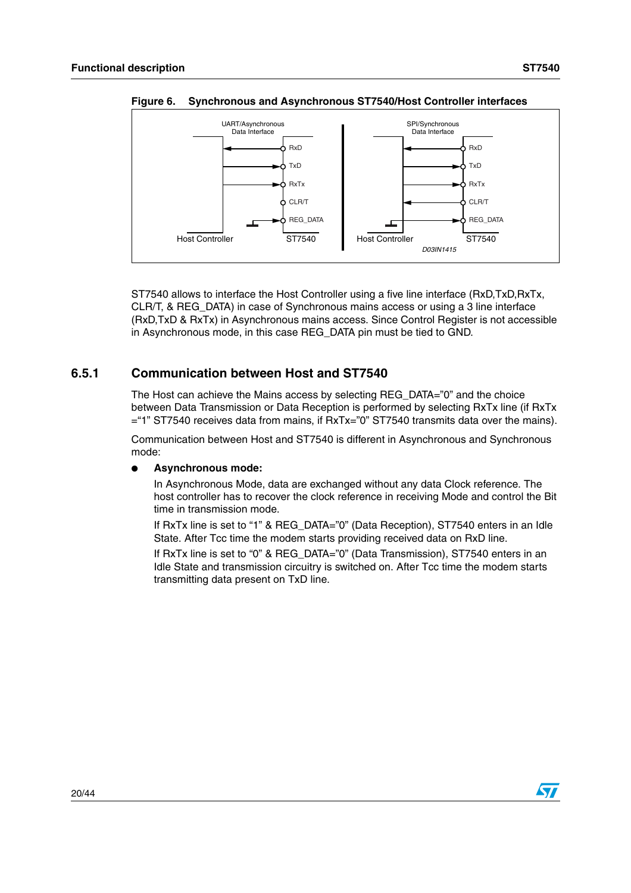**Figure 6. Synchronous and Asynchronous ST7540/Host Controller interfaces**

ST7540 allows to interface the Host Controller using a five line interface (RxD,TxD,RxTx, CLR/T, & REG_DATA) in case of Synchronous mains access or using a 3 line interface (RxD,TxD & RxTx) in Asynchronous mains access. Since Control Register is not accessible in Asynchronous mode, in this case REG_DATA pin must be tied to GND.

### 6.5.1 Communication between Host and ST7540

The Host can achieve the Mains access by selecting REG_DATA="0" and the choice between Data Transmission or Data Reception is performed by selecting RxTx line (if RxTx ="1" ST7540 receives data from mains, if RxTx="0" ST7540 transmits data over the mains).

Communication between Host and ST7540 is different in Asynchronous and Synchronous mode:

- **Asynchronous mode:**

  In Asynchronous Mode, data are exchanged without any data Clock reference. The host controller has to recover the clock reference in receiving Mode and control the Bit time in transmission mode.

  If RxTx line is set to "1" & REG_DATA="0" (Data Reception), ST7540 enters in an Idle State. After Tcc time the modem starts providing received data on RxD line.

  If RxTx line is set to "0" & REG_DATA="0" (Data Transmission), ST7540 enters in an Idle State and transmission circuitry is switched on. After Tcc time the modem starts transmitting data present on TxD line.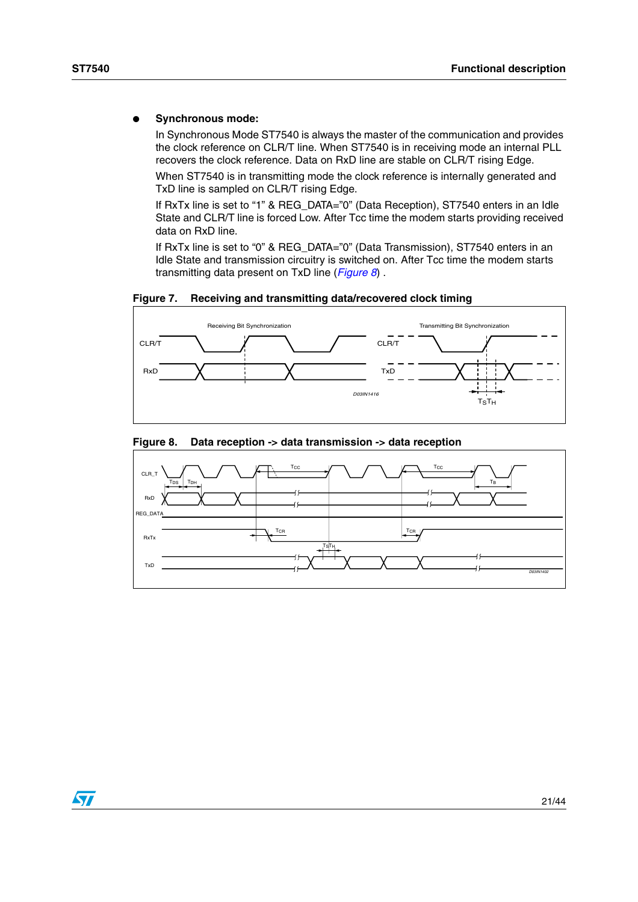- **Synchronous mode:**

  In Synchronous Mode ST7540 is always the master of the communication and provides the clock reference on CLR/T line. When ST7540 is in receiving mode an internal PLL recovers the clock reference. Data on RxD line are stable on CLR/T rising Edge.

  When ST7540 is in transmitting mode the clock reference is internally generated and TxD line is sampled on CLR/T rising Edge.

  If RxTx line is set to "1" & REG_DATA="0" (Data Reception), ST7540 enters in an Idle State and CLR/T line is forced Low. After Tcc time the modem starts providing received data on RxD line.

  If RxTx line is set to "0" & REG_DATA="0" (Data Transmission), ST7540 enters in an Idle State and transmission circuitry is switched on. After Tcc time the modem starts transmitting data present on TxD line (*Figure 8*) .

**Figure 7. Receiving and transmitting data/recovered clock timing**

**Figure 8. Data reception -> data transmission -> data reception**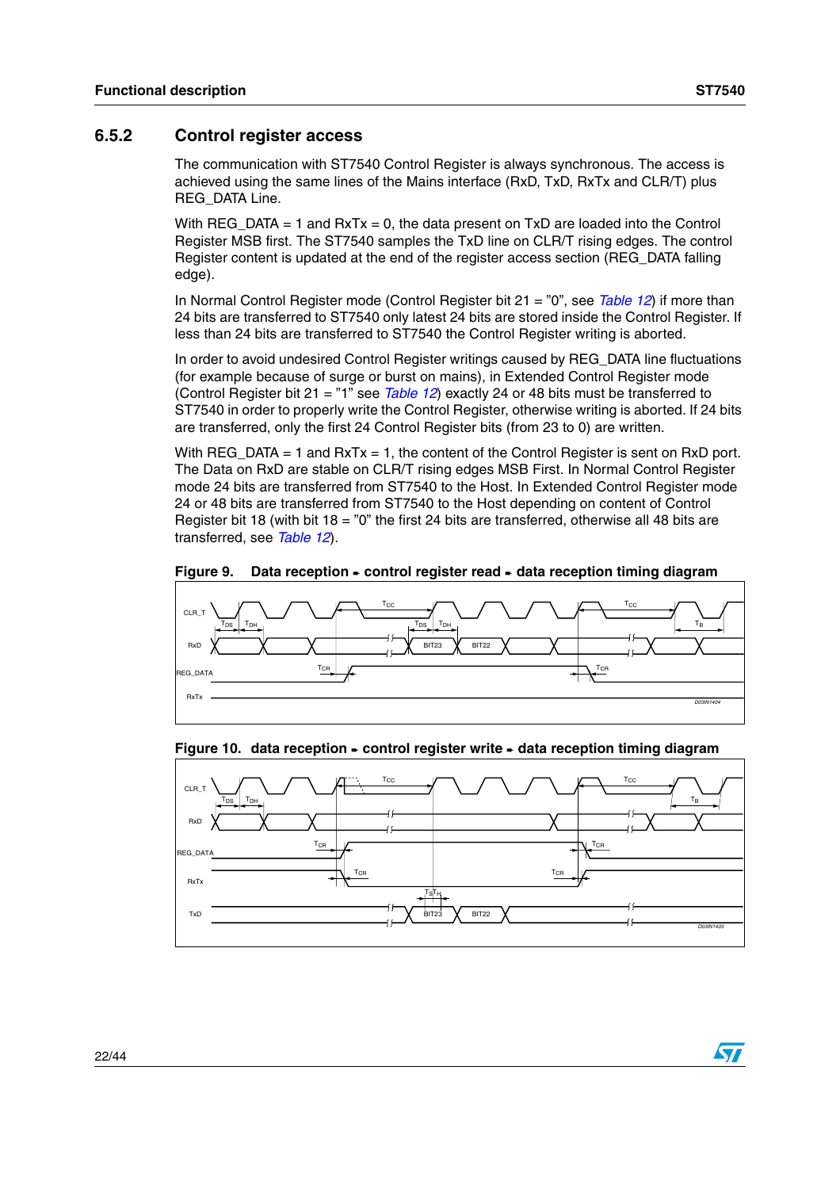### 6.5.2 Control register access

The communication with ST7540 Control Register is always synchronous. The access is achieved using the same lines of the Mains interface (RxD, TxD, RxTx and CLR/T) plus REG_DATA Line.

With REG_DATA = 1 and RxTx = 0, the data present on TxD are loaded into the Control Register MSB first. The ST7540 samples the TxD line on CLR/T rising edges. The control Register content is updated at the end of the register access section (REG_DATA falling edge).

In Normal Control Register mode (Control Register bit 21 = "0", see *Table 12*) if more than 24 bits are transferred to ST7540 only latest 24 bits are stored inside the Control Register. If less than 24 bits are transferred to ST7540 the Control Register writing is aborted.

In order to avoid undesired Control Register writings caused by REG_DATA line fluctuations (for example because of surge or burst on mains), in Extended Control Register mode (Control Register bit 21 = "1" see *Table 12*) exactly 24 or 48 bits must be transferred to ST7540 in order to properly write the Control Register, otherwise writing is aborted. If 24 bits are transferred, only the first 24 Control Register bits (from 23 to 0) are written.

With REG_DATA = 1 and RxTx = 1, the content of the Control Register is sent on RxD port. The Data on RxD are stable on CLR/T rising edges MSB First. In Normal Control Register mode 24 bits are transferred from ST7540 to the Host. In Extended Control Register mode 24 or 48 bits are transferred from ST7540 to the Host depending on content of Control Register bit 18 (with bit 18 = "0" the first 24 bits are transferred, otherwise all 48 bits are transferred, see *Table 12*).

**Figure 9. Data reception → control register read → data reception timing diagram**

**Figure 10. data reception → control register write → data reception timing diagram**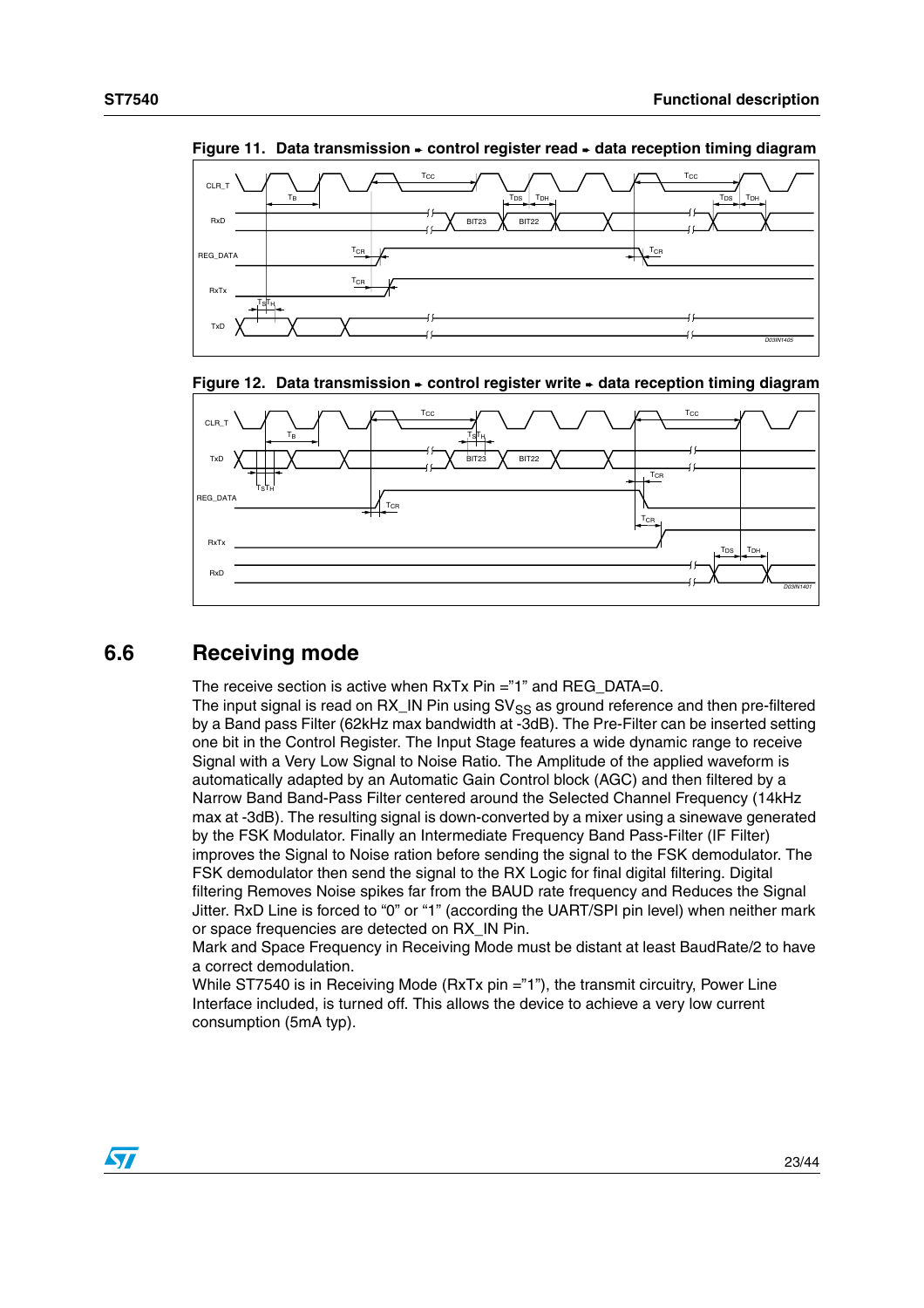**Figure 11. Data transmission → control register read → data reception timing diagram**

**Figure 12. Data transmission → control register write → data reception timing diagram**

## 6.6 Receiving mode

The receive section is active when RxTx Pin ="1" and REG_DATA=0.
The input signal is read on RX_IN Pin using $SV_{SS}$ as ground reference and then pre-filtered by a Band pass Filter (62kHz max bandwidth at -3dB). The Pre-Filter can be inserted setting one bit in the Control Register. The Input Stage features a wide dynamic range to receive Signal with a Very Low Signal to Noise Ratio. The Amplitude of the applied waveform is automatically adapted by an Automatic Gain Control block (AGC) and then filtered by a Narrow Band Band-Pass Filter centered around the Selected Channel Frequency (14kHz max at -3dB). The resulting signal is down-converted by a mixer using a sinewave generated by the FSK Modulator. Finally an Intermediate Frequency Band Pass-Filter (IF Filter) improves the Signal to Noise ration before sending the signal to the FSK demodulator. The FSK demodulator then send the signal to the RX Logic for final digital filtering. Digital filtering Removes Noise spikes far from the BAUD rate frequency and Reduces the Signal Jitter. RxD Line is forced to "0" or "1" (according the UART/SPI pin level) when neither mark or space frequencies are detected on RX_IN Pin.
Mark and Space Frequency in Receiving Mode must be distant at least BaudRate/2 to have a correct demodulation.
While ST7540 is in Receiving Mode (RxTx pin ="1"), the transmit circuitry, Power Line Interface included, is turned off. This allows the device to achieve a very low current consumption (5mA typ).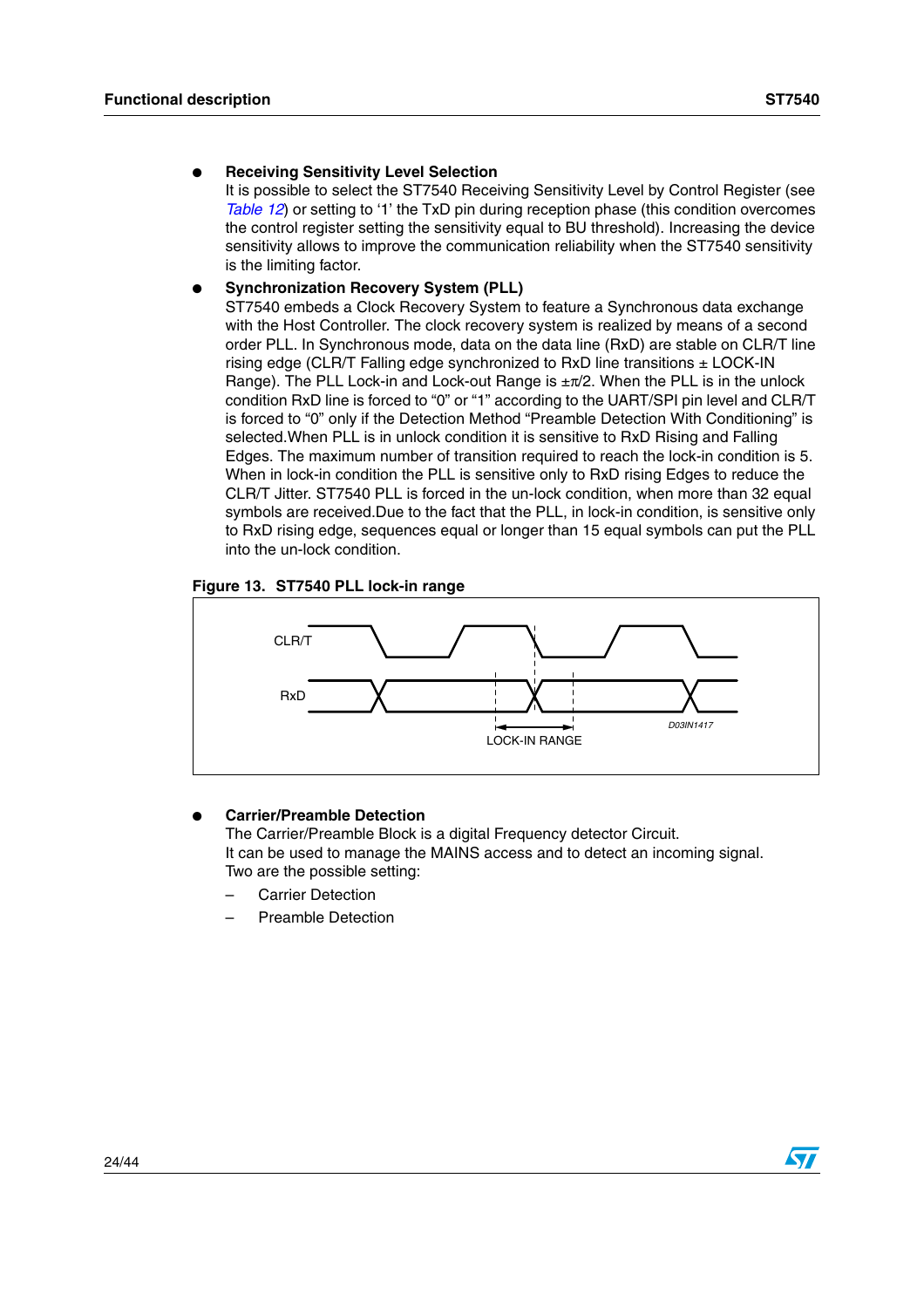- **Receiving Sensitivity Level Selection**
  It is possible to select the ST7540 Receiving Sensitivity Level by Control Register (see *Table 12*) or setting to '1' the TxD pin during reception phase (this condition overcomes the control register setting the sensitivity equal to BU threshold). Increasing the device sensitivity allows to improve the communication reliability when the ST7540 sensitivity is the limiting factor.

- **Synchronization Recovery System (PLL)**
  ST7540 embeds a Clock Recovery System to feature a Synchronous data exchange with the Host Controller. The clock recovery system is realized by means of a second order PLL. In Synchronous mode, data on the data line (RxD) are stable on CLR/T line rising edge (CLR/T Falling edge synchronized to RxD line transitions ± LOCK-IN Range). The PLL Lock-in and Lock-out Range is $\pm\pi/2$. When the PLL is in the unlock condition RxD line is forced to "0" or "1" according to the UART/SPI pin level and CLR/T is forced to "0" only if the Detection Method "Preamble Detection With Conditioning" is selected.When PLL is in unlock condition it is sensitive to RxD Rising and Falling Edges. The maximum number of transition required to reach the lock-in condition is 5. When in lock-in condition the PLL is sensitive only to RxD rising Edges to reduce the CLR/T Jitter. ST7540 PLL is forced in the un-lock condition, when more than 32 equal symbols are received.Due to the fact that the PLL, in lock-in condition, is sensitive only to RxD rising edge, sequences equal or longer than 15 equal symbols can put the PLL into the un-lock condition.

**Figure 13. ST7540 PLL lock-in range**

- **Carrier/Preamble Detection**
  The Carrier/Preamble Block is a digital Frequency detector Circuit.
  It can be used to manage the MAINS access and to detect an incoming signal.
  Two are the possible setting:
  - Carrier Detection
  - Preamble Detection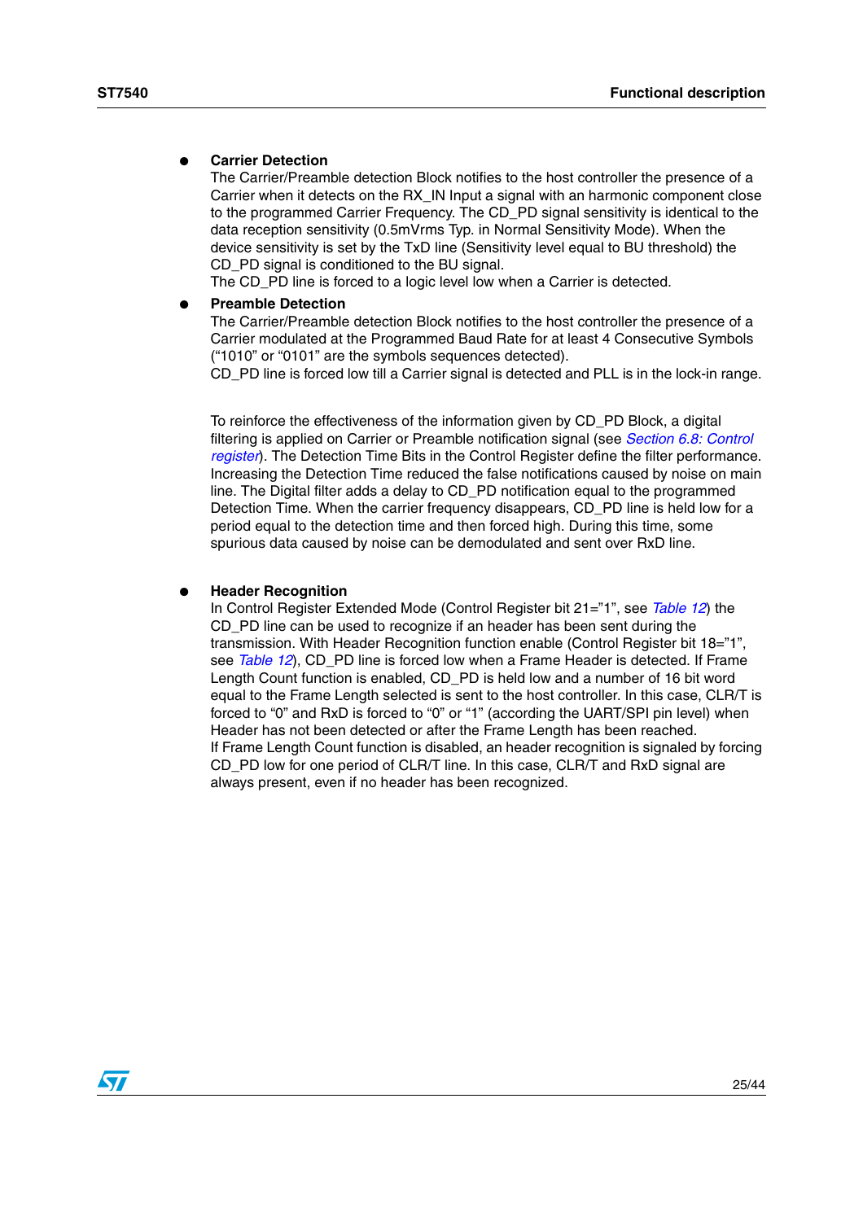- **Carrier Detection**
  The Carrier/Preamble detection Block notifies to the host controller the presence of a Carrier when it detects on the RX_IN Input a signal with an harmonic component close to the programmed Carrier Frequency. The CD_PD signal sensitivity is identical to the data reception sensitivity (0.5mVrms Typ. in Normal Sensitivity Mode). When the device sensitivity is set by the TxD line (Sensitivity level equal to BU threshold) the CD_PD signal is conditioned to the BU signal.
  The CD_PD line is forced to a logic level low when a Carrier is detected.
- **Preamble Detection**
  The Carrier/Preamble detection Block notifies to the host controller the presence of a Carrier modulated at the Programmed Baud Rate for at least 4 Consecutive Symbols ("1010" or "0101" are the symbols sequences detected).
  CD_PD line is forced low till a Carrier signal is detected and PLL is in the lock-in range.

  To reinforce the effectiveness of the information given by CD_PD Block, a digital filtering is applied on Carrier or Preamble notification signal (see *Section 6.8: Control register*). The Detection Time Bits in the Control Register define the filter performance. Increasing the Detection Time reduced the false notifications caused by noise on main line. The Digital filter adds a delay to CD_PD notification equal to the programmed Detection Time. When the carrier frequency disappears, CD_PD line is held low for a period equal to the detection time and then forced high. During this time, some spurious data caused by noise can be demodulated and sent over RxD line.

- **Header Recognition**
  In Control Register Extended Mode (Control Register bit 21="1", see *Table 12*) the CD_PD line can be used to recognize if an header has been sent during the transmission. With Header Recognition function enable (Control Register bit 18="1", see *Table 12*), CD_PD line is forced low when a Frame Header is detected. If Frame Length Count function is enabled, CD_PD is held low and a number of 16 bit word equal to the Frame Length selected is sent to the host controller. In this case, CLR/T is forced to "0" and RxD is forced to "0" or "1" (according the UART/SPI pin level) when Header has not been detected or after the Frame Length has been reached.
  If Frame Length Count function is disabled, an header recognition is signaled by forcing CD_PD low for one period of CLR/T line. In this case, CLR/T and RxD signal are always present, even if no header has been recognized.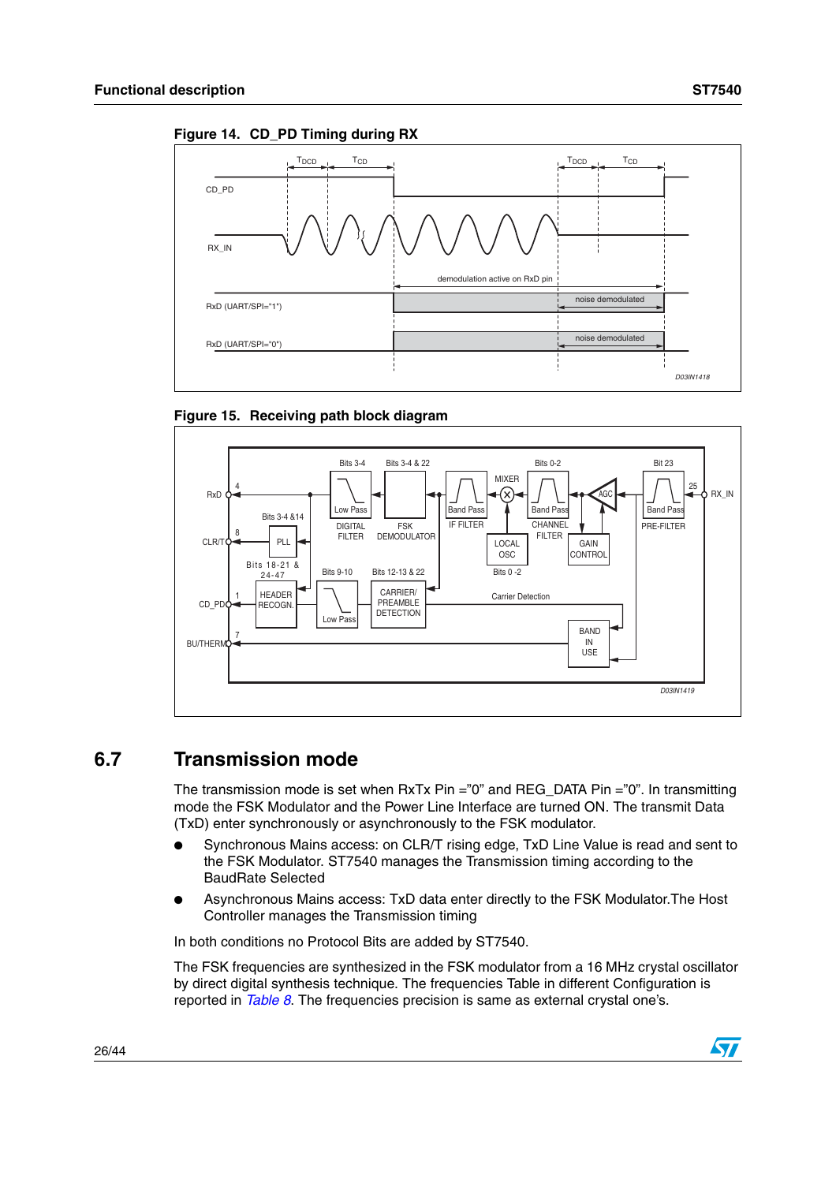**Figure 14. CD_PD Timing during RX**

**Figure 15. Receiving path block diagram**

## 6.7 Transmission mode

The transmission mode is set when RxTx Pin ="0" and REG_DATA Pin ="0". In transmitting mode the FSK Modulator and the Power Line Interface are turned ON. The transmit Data (TxD) enter synchronously or asynchronously to the FSK modulator.

- Synchronous Mains access: on CLR/T rising edge, TxD Line Value is read and sent to the FSK Modulator. ST7540 manages the Transmission timing according to the BaudRate Selected
- Asynchronous Mains access: TxD data enter directly to the FSK Modulator.The Host Controller manages the Transmission timing

In both conditions no Protocol Bits are added by ST7540.

The FSK frequencies are synthesized in the FSK modulator from a 16 MHz crystal oscillator by direct digital synthesis technique. The frequencies Table in different Configuration is reported in *Table 8*. The frequencies precision is same as external crystal one's.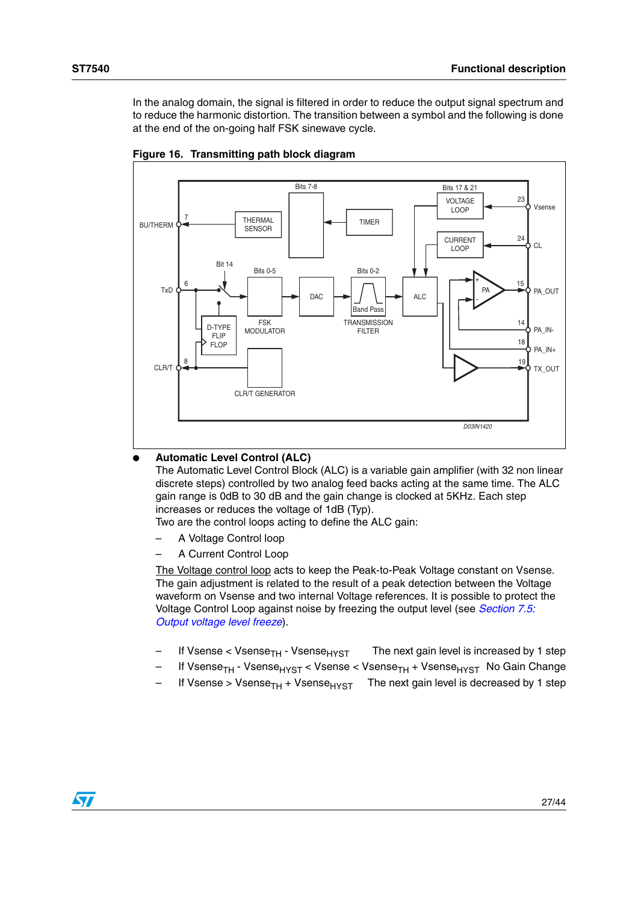In the analog domain, the signal is filtered in order to reduce the output signal spectrum and to reduce the harmonic distortion. The transition between a symbol and the following is done at the end of the on-going half FSK sinewave cycle.

**Figure 16. Transmitting path block diagram**

- **Automatic Level Control (ALC)**

  The Automatic Level Control Block (ALC) is a variable gain amplifier (with 32 non linear discrete steps) controlled by two analog feed backs acting at the same time. The ALC gain range is 0dB to 30 dB and the gain change is clocked at 5KHz. Each step increases or reduces the voltage of 1dB (Typ).

  Two are the control loops acting to define the ALC gain:

  – A Voltage Control loop

  – A Current Control Loop

  The Voltage control loop acts to keep the Peak-to-Peak Voltage constant on Vsense. The gain adjustment is related to the result of a peak detection between the Voltage waveform on Vsense and two internal Voltage references. It is possible to protect the Voltage Control Loop against noise by freezing the output level (see *Section 7.5: Output voltage level freeze*).

  – If $Vsense < Vsense_{TH} - Vsense_{HYST}$ The next gain level is increased by 1 step

  – If $Vsense_{TH} - Vsense_{HYST} < Vsense < Vsense_{TH} + Vsense_{HYST}$ No Gain Change

  – If $Vsense > Vsense_{TH} + Vsense_{HYST}$ The next gain level is decreased by 1 step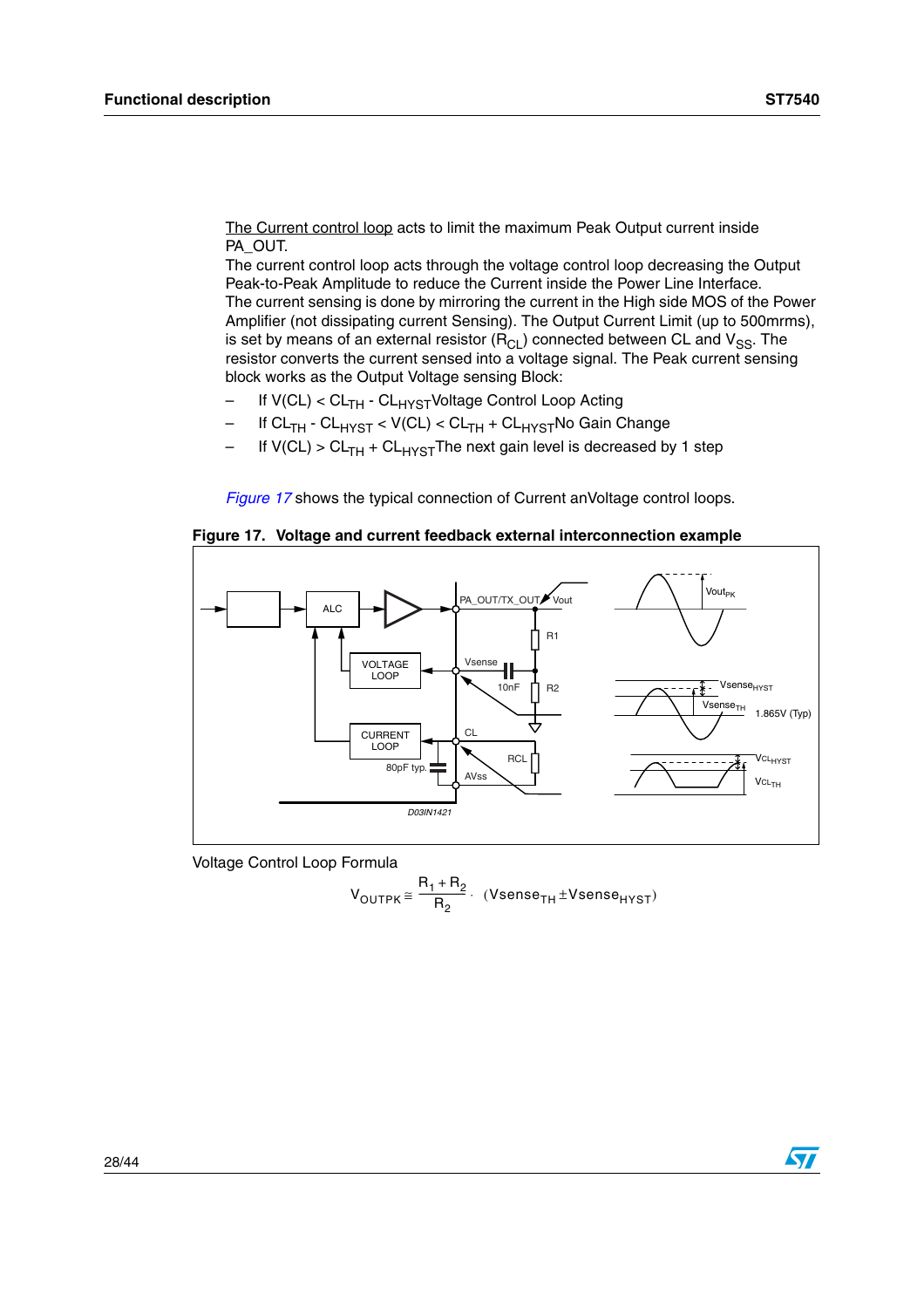The Current control loop acts to limit the maximum Peak Output current inside PA_OUT.

The current control loop acts through the voltage control loop decreasing the Output Peak-to-Peak Amplitude to reduce the Current inside the Power Line Interface.

The current sensing is done by mirroring the current in the High side MOS of the Power Amplifier (not dissipating current Sensing). The Output Current Limit (up to 500mrms), is set by means of an external resistor ($R_{CL}$) connected between CL and $V_{SS}$. The resistor converts the current sensed into a voltage signal. The Peak current sensing block works as the Output Voltage sensing Block:

- If V(CL) < $CL_{TH}$ - $CL_{HYST}$ Voltage Control Loop Acting
- If $CL_{TH}$ - $CL_{HYST}$ < V(CL) < $CL_{TH}$ + $CL_{HYST}$ No Gain Change
- If V(CL) > $CL_{TH}$ + $CL_{HYST}$ The next gain level is decreased by 1 step

*Figure 17* shows the typical connection of Current anVoltage control loops.

**Figure 17. Voltage and current feedback external interconnection example**

Voltage Control Loop Formula

$$V_{OUTPK} \cong \frac{R_1 + R_2}{R_2} \cdot (Vsense_{TH} \pm Vsense_{HYST})$$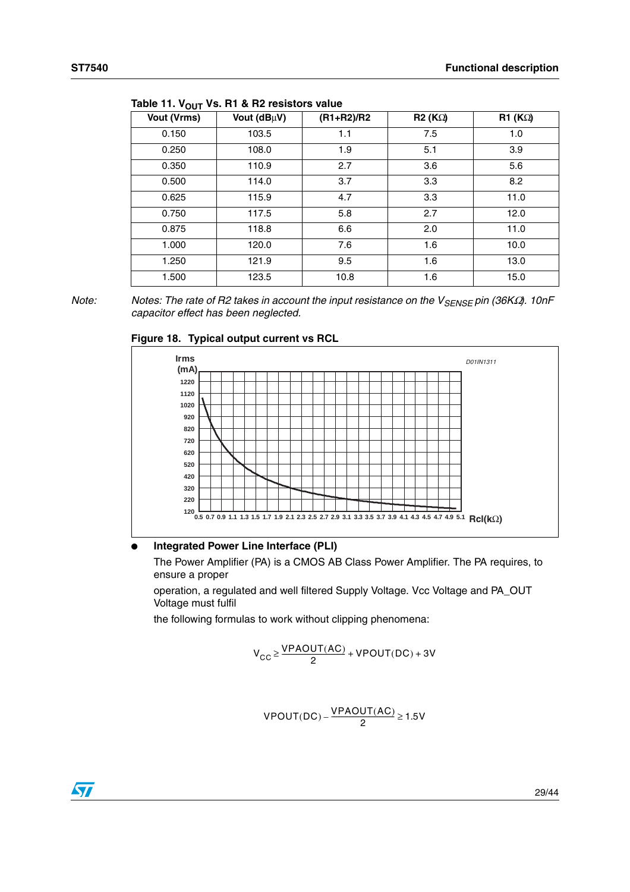Table 11. $V_{OUT}$ Vs. R1 & R2 resistors value

| Vout (Vrms) | Vout (dBμV) | (R1+R2)/R2 | R2 (KΩ) | R1 (KΩ) |
|---|---|---|---|---|
| 0.150 | 103.5 | 1.1 | 7.5 | 1.0 |
| 0.250 | 108.0 | 1.9 | 5.1 | 3.9 |
| 0.350 | 110.9 | 2.7 | 3.6 | 5.6 |
| 0.500 | 114.0 | 3.7 | 3.3 | 8.2 |
| 0.625 | 115.9 | 4.7 | 3.3 | 11.0 |
| 0.750 | 117.5 | 5.8 | 2.7 | 12.0 |
| 0.875 | 118.8 | 6.6 | 2.0 | 11.0 |
| 1.000 | 120.0 | 7.6 | 1.6 | 10.0 |
| 1.250 | 121.9 | 9.5 | 1.6 | 13.0 |
| 1.500 | 123.5 | 10.8 | 1.6 | 15.0 |

Note: *Notes: The rate of R2 takes in account the input resistance on the $V_{SENSE}$ pin (36KΩ). 10nF capacitor effect has been neglected.*

**Figure 18. Typical output current vs RCL**

- **Integrated Power Line Interface (PLI)**

  The Power Amplifier (PA) is a CMOS AB Class Power Amplifier. The PA requires, to ensure a proper

  operation, a regulated and well filtered Supply Voltage. Vcc Voltage and PA_OUT Voltage must fulfil

  the following formulas to work without clipping phenomena:

$$V_{CC} \geq \frac{VPAOUT(AC)}{2} + VPOUT(DC) + 3V$$

$$VPOUT(DC) - \frac{VPAOUT(AC)}{2} \geq 1.5V$$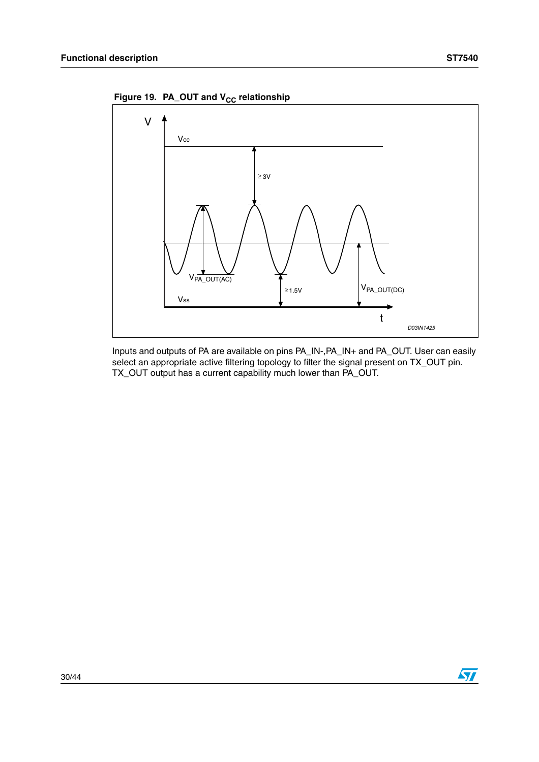Figure 19. PA_OUT and $V_{CC}$ relationship

Inputs and outputs of PA are available on pins PA_IN-,PA_IN+ and PA_OUT. User can easily select an appropriate active filtering topology to filter the signal present on TX_OUT pin. TX_OUT output has a current capability much lower than PA_OUT.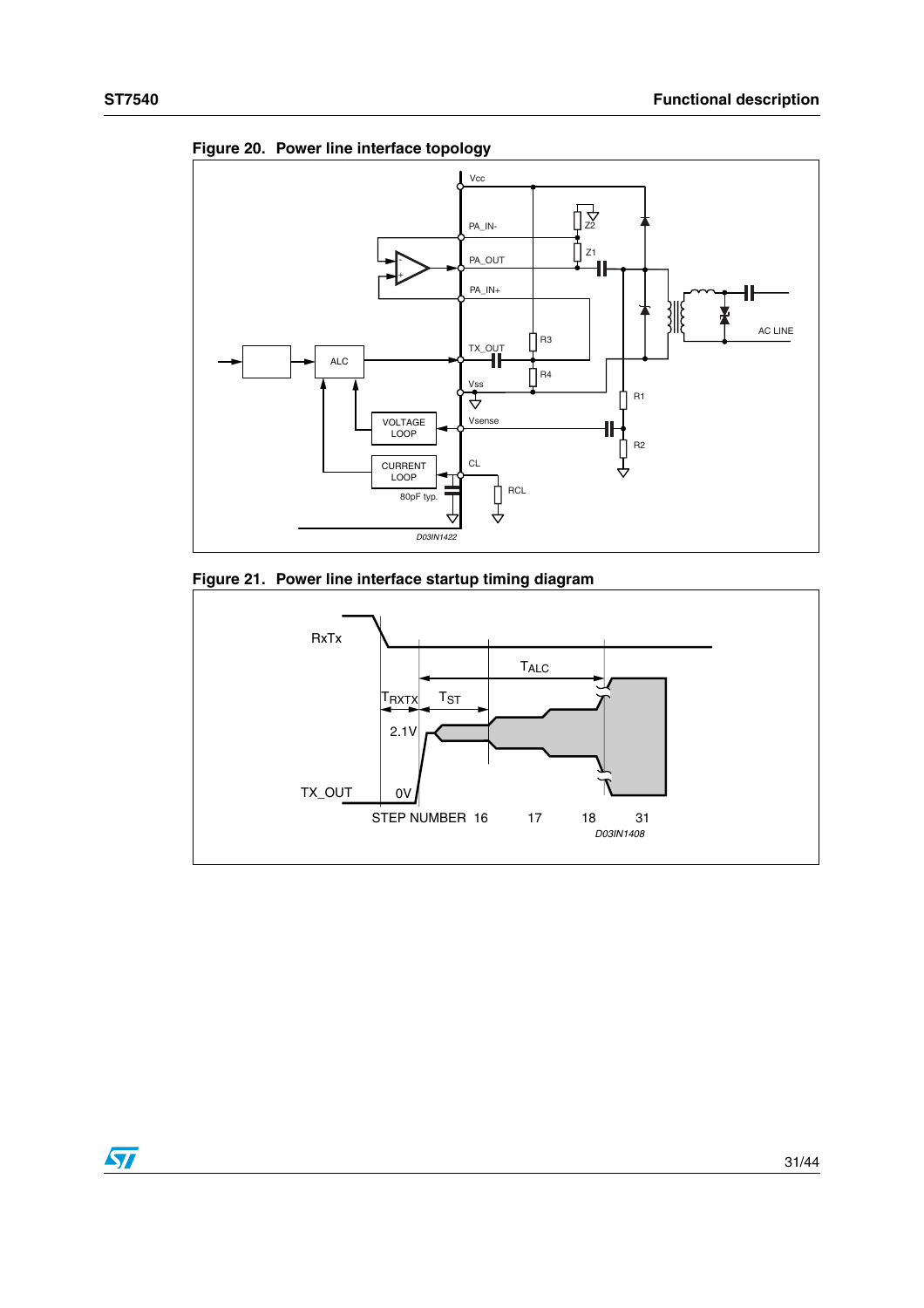**Figure 20. Power line interface topology**

**Figure 21. Power line interface startup timing diagram**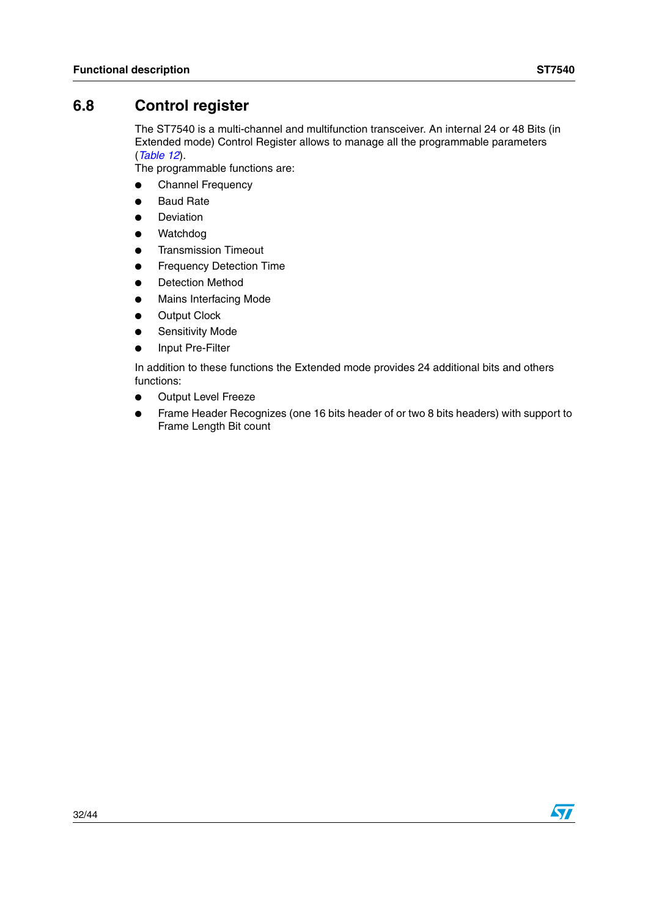## 6.8 Control register

The ST7540 is a multi-channel and multifunction transceiver. An internal 24 or 48 Bits (in Extended mode) Control Register allows to manage all the programmable parameters (*Table 12*).

The programmable functions are:

- Channel Frequency
- Baud Rate
- Deviation
- Watchdog
- Transmission Timeout
- Frequency Detection Time
- Detection Method
- Mains Interfacing Mode
- Output Clock
- Sensitivity Mode
- Input Pre-Filter

In addition to these functions the Extended mode provides 24 additional bits and others functions:

- Output Level Freeze
- Frame Header Recognizes (one 16 bits header of or two 8 bits headers) with support to Frame Length Bit count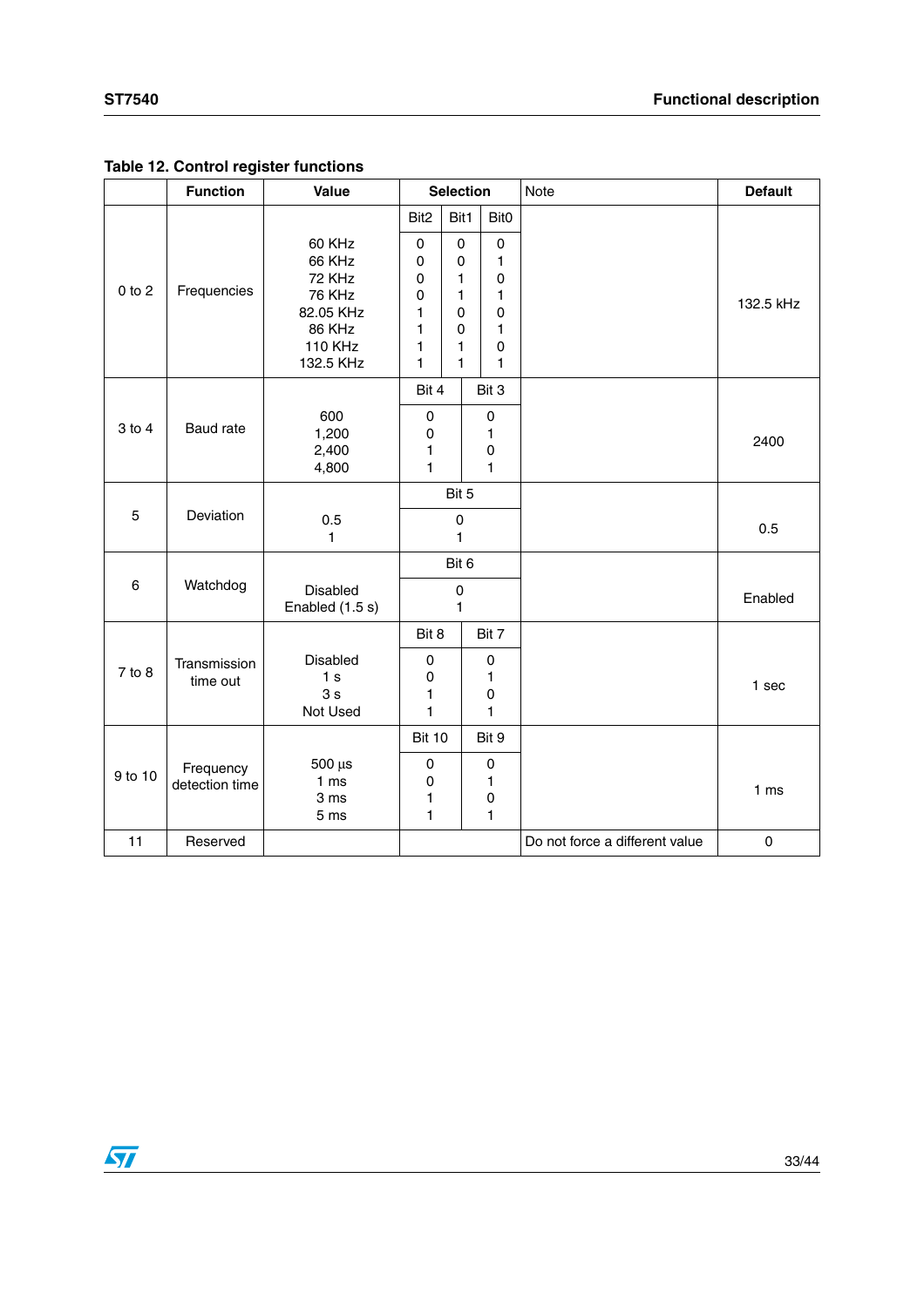**Table 12. Control register functions**

| | Function | Value | Selection | | | Note | Default |
|---|---|---|---|---|---|---|---|
| | | | Bit2 | Bit1 | Bit0 | | |
| 0 to 2 | Frequencies | 60 KHz<br>66 KHz<br>72 KHz<br>76 KHz<br>82.05 KHz<br>86 KHz<br>110 KHz<br>132.5 KHz | 0<br>0<br>0<br>0<br>1<br>1<br>1<br>1 | 0<br>0<br>1<br>1<br>0<br>0<br>1<br>1 | 0<br>1<br>0<br>1<br>0<br>1<br>0<br>1 | | 132.5 kHz |
| | | | Bit 4 | | Bit 3 | | |
| 3 to 4 | Baud rate | 600<br>1,200<br>2,400<br>4,800 | 0<br>0<br>1<br>1 | | 0<br>1<br>0<br>1 | | 2400 |
| | | | Bit 5 | | | | |
| 5 | Deviation | 0.5<br>1 | 0<br>1 | | | | 0.5 |
| | | | Bit 6 | | | | |
| 6 | Watchdog | Disabled<br>Enabled (1.5 s) | 0<br>1 | | | | Enabled |
| | | | Bit 8 | | Bit 7 | | |
| 7 to 8 | Transmission time out | Disabled<br>1 s<br>3 s<br>Not Used | 0<br>0<br>1<br>1 | | 0<br>1<br>0<br>1 | | 1 sec |
| | | | Bit 10 | | Bit 9 | | |
| 9 to 10 | Frequency detection time | 500 µs<br>1 ms<br>3 ms<br>5 ms | 0<br>0<br>1<br>1 | | 0<br>1<br>0<br>1 | | 1 ms |
| 11 | Reserved | | | | | Do not force a different value | 0 |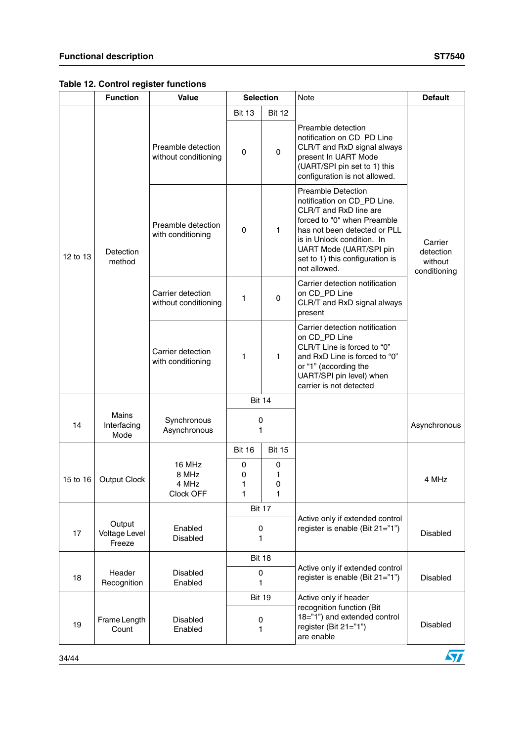**Table 12. Control register functions**

| | Function | Value | Selection | | Note | Default |
|---|---|---|---|---|---|---|
| 12 to 13 | Detection method | | Bit 13 | Bit 12 | | Carrier detection without conditioning |
| | | Preamble detection without conditioning | 0 | 0 | Preamble detection notification on CD_PD Line CLR/T and RxD signal always present In UART Mode (UART/SPI pin set to 1) this configuration is not allowed. | |
| | | Preamble detection with conditioning | 0 | 1 | Preamble Detection notification on CD_PD Line. CLR/T and RxD line are forced to "0" when Preamble has not been detected or PLL is in Unlock condition. In UART Mode (UART/SPI pin set to 1) this configuration is not allowed. | |
| | | Carrier detection without conditioning | 1 | 0 | Carrier detection notification on CD_PD Line CLR/T and RxD signal always present | |
| | | Carrier detection with conditioning | 1 | 1 | Carrier detection notification on CD_PD Line CLR/T Line is forced to “0” and RxD Line is forced to “0” or “1” (according the UART/SPI pin level) when carrier is not detected | |
| 14 | Mains Interfacing Mode | | Bit 14 | | | Asynchronous |
| | | Synchronous<br>Asynchronous | 0<br>1 | | | |
| 15 to 16 | Output Clock | | Bit 16 | Bit 15 | | 4 MHz |
| | | 16 MHz<br>8 MHz<br>4 MHz<br>Clock OFF | 0<br>0<br>1<br>1 | 0<br>1<br>0<br>1 | | |
| 17 | Output Voltage Level Freeze | | Bit 17 | | Active only if extended control register is enable (Bit 21="1") | Disabled |
| | | Enabled<br>Disabled | 0<br>1 | | | |
| 18 | Header Recognition | | Bit 18 | | Active only if extended control register is enable (Bit 21="1") | Disabled |
| | | Disabled<br>Enabled | 0<br>1 | | | |
| 19 | Frame Length Count | | Bit 19 | | Active only if header recognition function (Bit 18="1") and extended control register (Bit 21="1") are enable | Disabled |
| | | Disabled<br>Enabled | 0<br>1 | | | |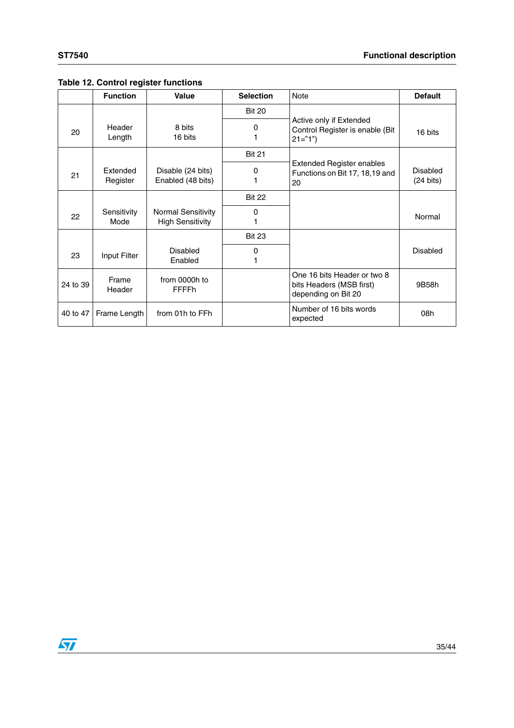Table 12. Control register functions

| | Function | Value | Selection | Note | Default |
|---|---|---|---|---|---|
| 20 | Header Length | 8 bits<br>16 bits | Bit 20<br>0<br>1 | Active only if Extended Control Register is enable (Bit 21="1") | 16 bits |
| 21 | Extended Register | Disable (24 bits)<br>Enabled (48 bits) | Bit 21<br>0<br>1 | Extended Register enables Functions on Bit 17, 18,19 and 20 | Disabled (24 bits) |
| 22 | Sensitivity Mode | Normal Sensitivity<br>High Sensitivity | Bit 22<br>0<br>1 | | Normal |
| 23 | Input Filter | Disabled<br>Enabled | Bit 23<br>0<br>1 | | Disabled |
| 24 to 39 | Frame Header | from 0000h to FFFFh | | One 16 bits Header or two 8 bits Headers (MSB first) depending on Bit 20 | 9B58h |
| 40 to 47 | Frame Length | from 01h to FFh | | Number of 16 bits words expected | 08h |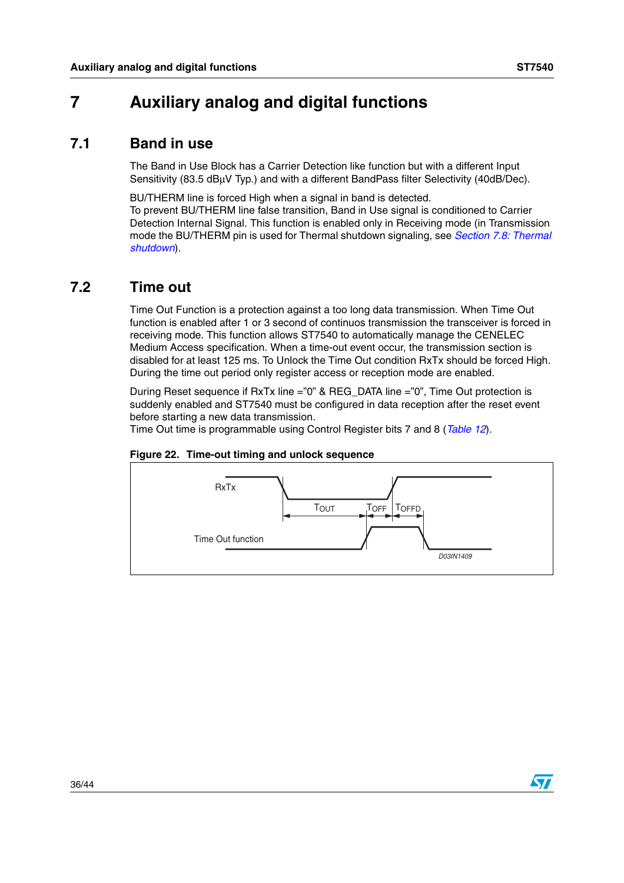# 7 Auxiliary analog and digital functions

## 7.1 Band in use

The Band in Use Block has a Carrier Detection like function but with a different Input Sensitivity (83.5 dBµV Typ.) and with a different BandPass filter Selectivity (40dB/Dec).

BU/THERM line is forced High when a signal in band is detected.
To prevent BU/THERM line false transition, Band in Use signal is conditioned to Carrier Detection Internal Signal. This function is enabled only in Receiving mode (in Transmission mode the BU/THERM pin is used for Thermal shutdown signaling, see *Section 7.8: Thermal shutdown*).

## 7.2 Time out

Time Out Function is a protection against a too long data transmission. When Time Out function is enabled after 1 or 3 second of continuos transmission the transceiver is forced in receiving mode. This function allows ST7540 to automatically manage the CENELEC Medium Access specification. When a time-out event occur, the transmission section is disabled for at least 125 ms. To Unlock the Time Out condition RxTx should be forced High. During the time out period only register access or reception mode are enabled.

During Reset sequence if RxTx line ="0" & REG_DATA line ="0", Time Out protection is suddenly enabled and ST7540 must be configured in data reception after the reset event before starting a new data transmission.
Time Out time is programmable using Control Register bits 7 and 8 (*Table 12*).

**Figure 22. Time-out timing and unlock sequence**

RxTx

$T_{OUT}$ $T_{OFF}$ $T_{OFFD}$

Time Out function

D03IN1409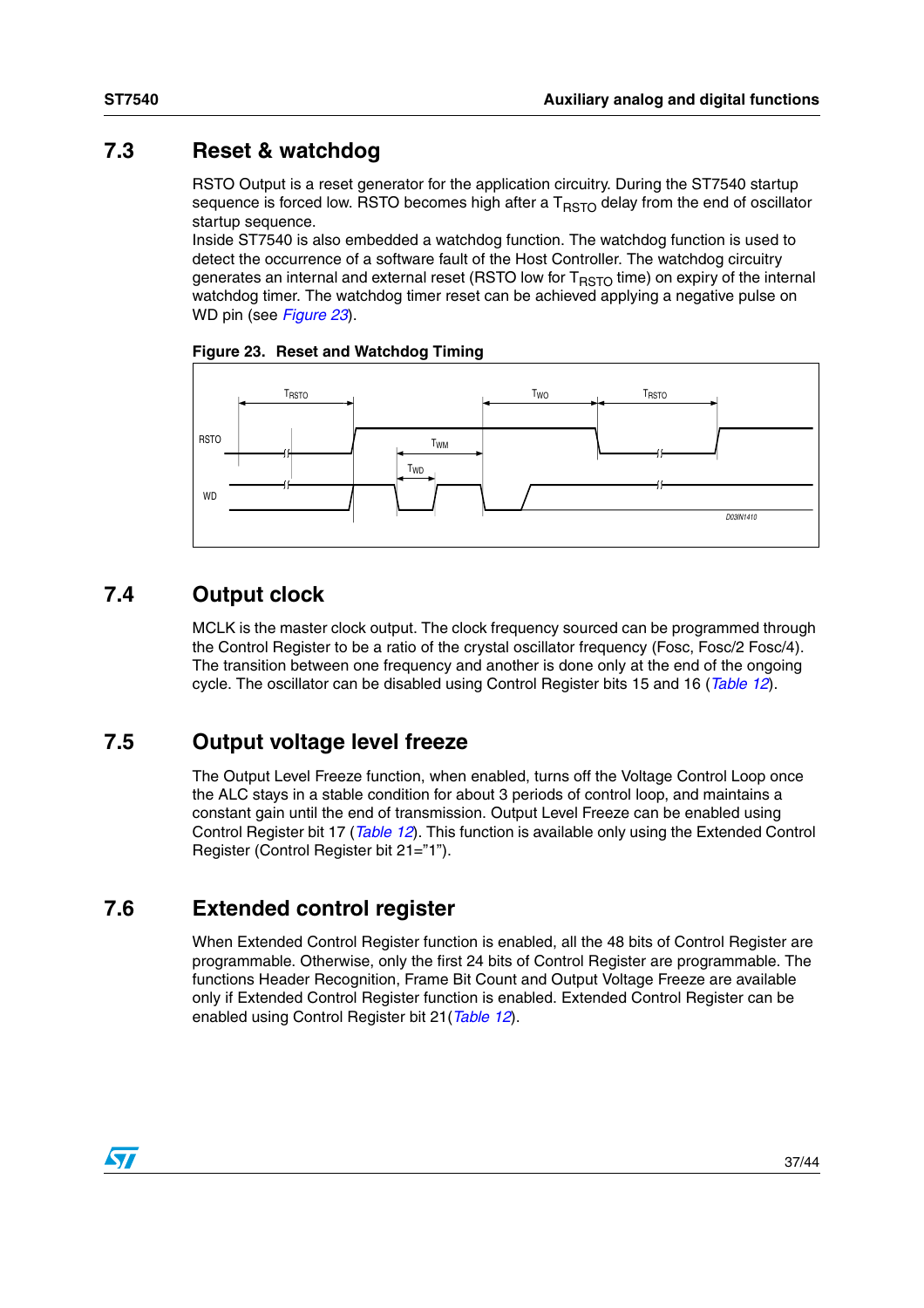## 7.3 Reset & watchdog

RSTO Output is a reset generator for the application circuitry. During the ST7540 startup sequence is forced low. RSTO becomes high after a $T_{RSTO}$ delay from the end of oscillator startup sequence.
Inside ST7540 is also embedded a watchdog function. The watchdog function is used to detect the occurrence of a software fault of the Host Controller. The watchdog circuitry generates an internal and external reset (RSTO low for $T_{RSTO}$ time) on expiry of the internal watchdog timer. The watchdog timer reset can be achieved applying a negative pulse on WD pin (see *Figure 23*).

**Figure 23. Reset and Watchdog Timing**

## 7.4 Output clock

MCLK is the master clock output. The clock frequency sourced can be programmed through the Control Register to be a ratio of the crystal oscillator frequency (Fosc, Fosc/2 Fosc/4). The transition between one frequency and another is done only at the end of the ongoing cycle. The oscillator can be disabled using Control Register bits 15 and 16 (*Table 12*).

## 7.5 Output voltage level freeze

The Output Level Freeze function, when enabled, turns off the Voltage Control Loop once the ALC stays in a stable condition for about 3 periods of control loop, and maintains a constant gain until the end of transmission. Output Level Freeze can be enabled using Control Register bit 17 (*Table 12*). This function is available only using the Extended Control Register (Control Register bit 21="1").

## 7.6 Extended control register

When Extended Control Register function is enabled, all the 48 bits of Control Register are programmable. Otherwise, only the first 24 bits of Control Register are programmable. The functions Header Recognition, Frame Bit Count and Output Voltage Freeze are available only if Extended Control Register function is enabled. Extended Control Register can be enabled using Control Register bit 21(*Table 12*).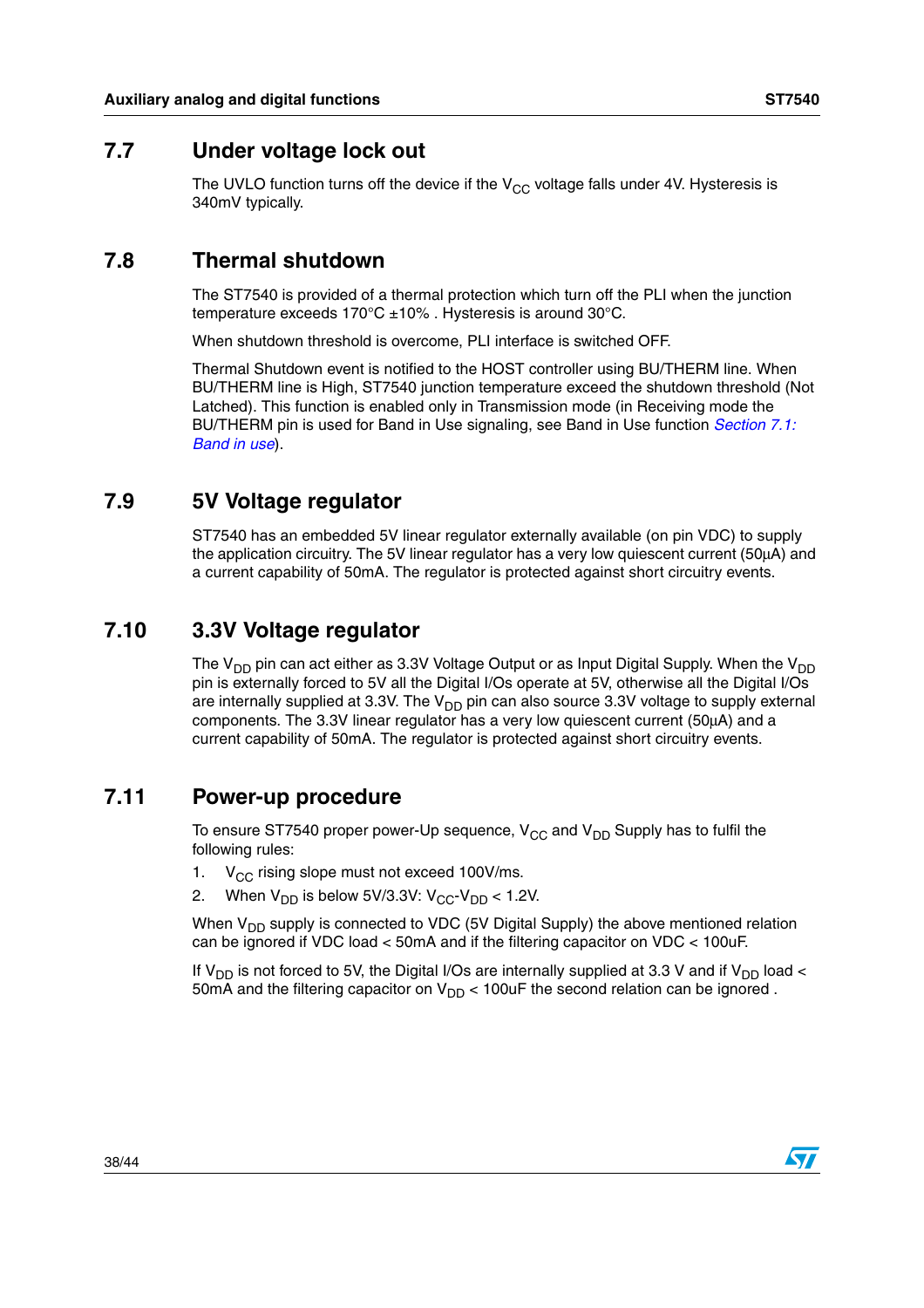## 7.7 Under voltage lock out

The UVLO function turns off the device if the $V_{CC}$ voltage falls under 4V. Hysteresis is 340mV typically.

## 7.8 Thermal shutdown

The ST7540 is provided of a thermal protection which turn off the PLI when the junction temperature exceeds 170°C ±10% . Hysteresis is around 30°C.

When shutdown threshold is overcome, PLI interface is switched OFF.

Thermal Shutdown event is notified to the HOST controller using BU/THERM line. When BU/THERM line is High, ST7540 junction temperature exceed the shutdown threshold (Not Latched). This function is enabled only in Transmission mode (in Receiving mode the BU/THERM pin is used for Band in Use signaling, see Band in Use function *Section 7.1: Band in use*).

## 7.9 5V Voltage regulator

ST7540 has an embedded 5V linear regulator externally available (on pin VDC) to supply the application circuitry. The 5V linear regulator has a very low quiescent current (50µA) and a current capability of 50mA. The regulator is protected against short circuitry events.

## 7.10 3.3V Voltage regulator

The $V_{DD}$ pin can act either as 3.3V Voltage Output or as Input Digital Supply. When the $V_{DD}$ pin is externally forced to 5V all the Digital I/Os operate at 5V, otherwise all the Digital I/Os are internally supplied at 3.3V. The $V_{DD}$ pin can also source 3.3V voltage to supply external components. The 3.3V linear regulator has a very low quiescent current (50µA) and a current capability of 50mA. The regulator is protected against short circuitry events.

## 7.11 Power-up procedure

To ensure ST7540 proper power-Up sequence, $V_{CC}$ and $V_{DD}$ Supply has to fulfil the following rules:

1. $V_{CC}$ rising slope must not exceed 100V/ms.
2. When $V_{DD}$ is below 5V/3.3V: $V_{CC}$-$V_{DD}$ < 1.2V.

When $V_{DD}$ supply is connected to VDC (5V Digital Supply) the above mentioned relation can be ignored if VDC load < 50mA and if the filtering capacitor on VDC < 100uF.

If $V_{DD}$ is not forced to 5V, the Digital I/Os are internally supplied at 3.3 V and if $V_{DD}$ load < 50mA and the filtering capacitor on $V_{DD}$ < 100uF the second relation can be ignored .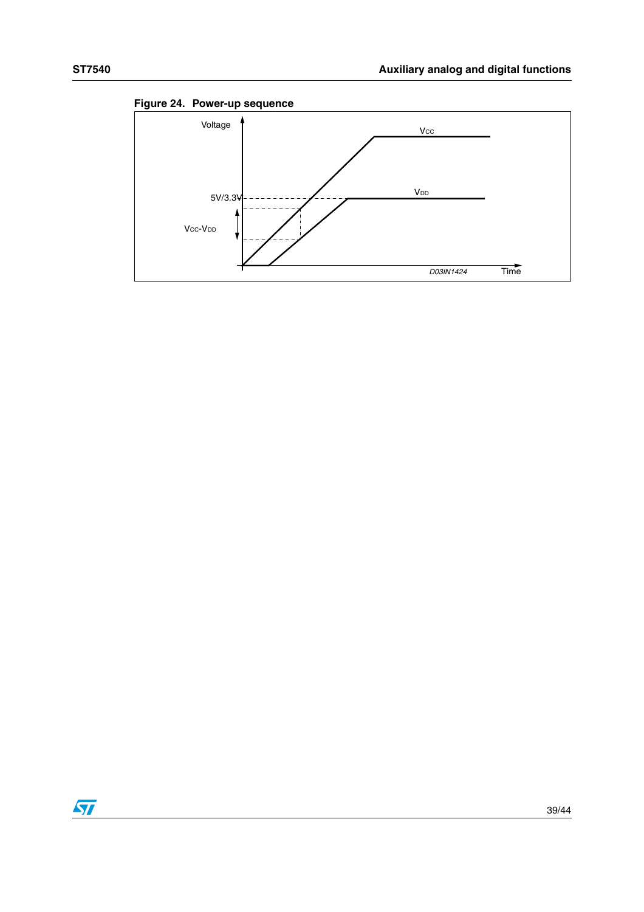**Figure 24. Power-up sequence**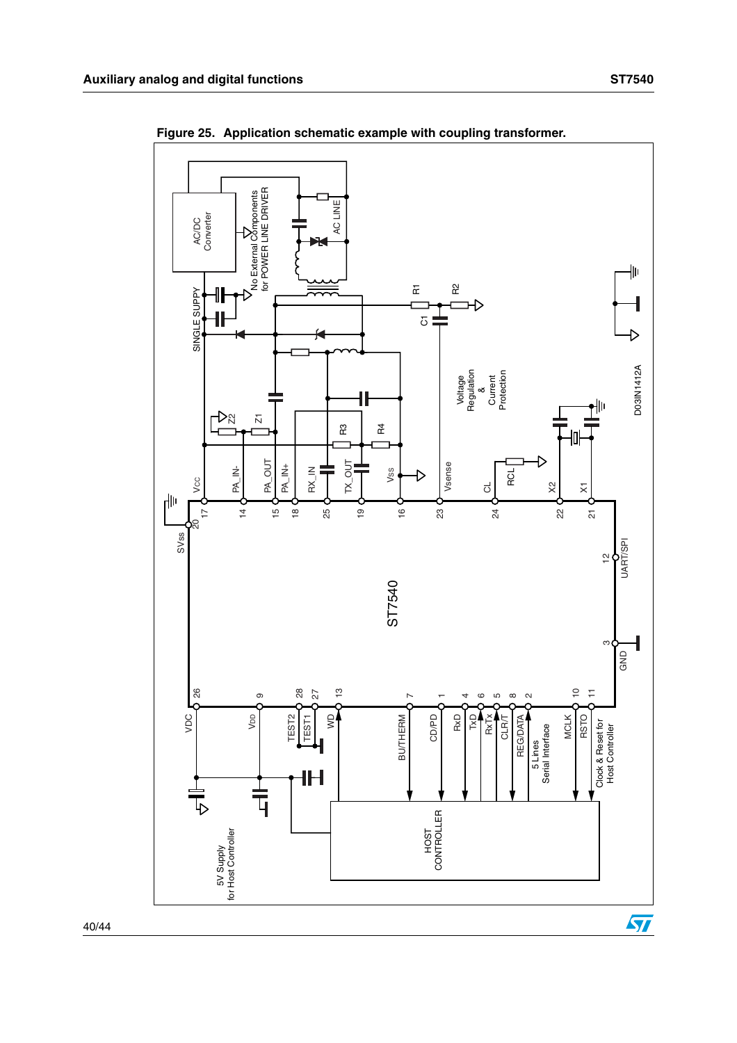**Figure 25. Application schematic example with coupling transformer.**

AC/DC Converter

No External Components for POWER LINE DRIVER

AC LINE

SINGLE SUPPY

R1

R2

C1

Z1

Z2

R3

R4

Voltage Regulation & Current Protection

RCL

Vcc 17

SVss 20

PA_IN- 14

PA_OUT 15

PA_IN+ 18

RX_IN 25

TX_OUT 19

Vss 16

Vsense 23

CL 24

X2 22

X1 21

ST7540

UART/SPI 12

GND 3

VDC 26

VDD 9

TEST2 28

TEST1 27

WD 13

BU/THERM 7

CD/PD 1

RxD 4

TxD 6

Rx Tx 5

CLR/T 8

REG/DATA 2

5 Lines Serial Interface

MCLK 10

RSTO 11

Clock & Reset for Host Controller

HOST CONTROLLER

5V Supply for Host Controller

D03IN1412A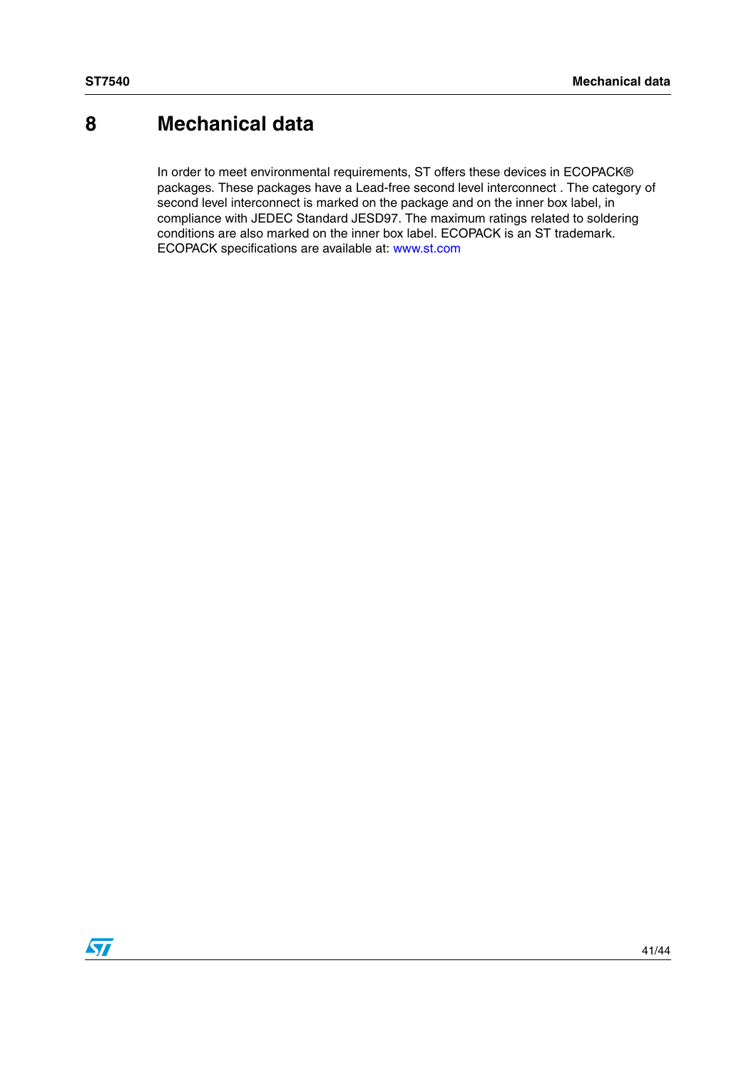# 8 Mechanical data

In order to meet environmental requirements, ST offers these devices in ECOPACK® packages. These packages have a Lead-free second level interconnect . The category of second level interconnect is marked on the package and on the inner box label, in compliance with JEDEC Standard JESD97. The maximum ratings related to soldering conditions are also marked on the inner box label. ECOPACK is an ST trademark. ECOPACK specifications are available at: www.st.com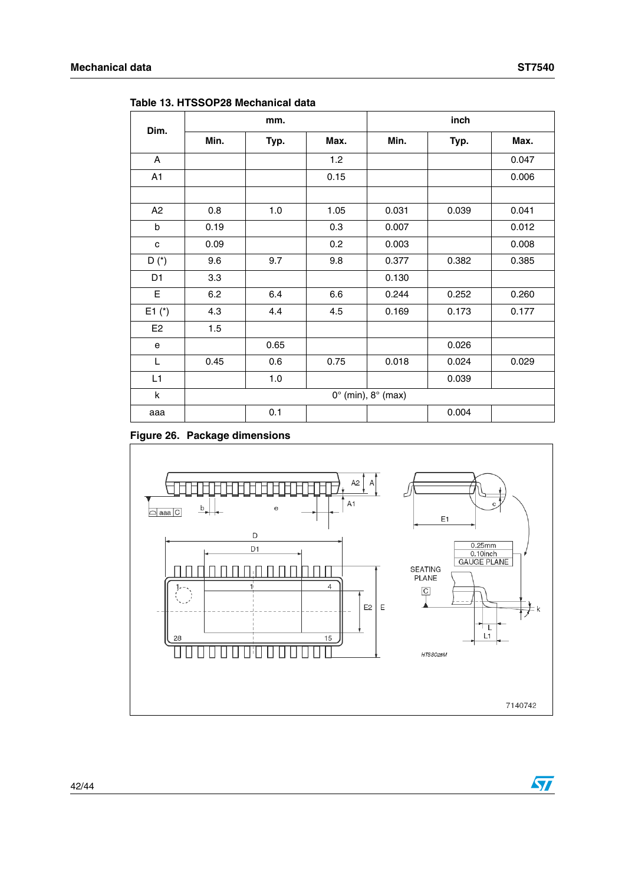**Table 13. HTSSOP28 Mechanical data**

| Dim. | mm. | | | inch | | |
|---|---|---|---|---|---|---|
| | Min. | Typ. | Max. | Min. | Typ. | Max. |
| A | | | 1.2 | | | 0.047 |
| A1 | | | 0.15 | | | 0.006 |
| | | | | | | |
| A2 | 0.8 | 1.0 | 1.05 | 0.031 | 0.039 | 0.041 |
| b | 0.19 | | 0.3 | 0.007 | | 0.012 |
| c | 0.09 | | 0.2 | 0.003 | | 0.008 |
| D (*) | 9.6 | 9.7 | 9.8 | 0.377 | 0.382 | 0.385 |
| D1 | 3.3 | | | 0.130 | | |
| E | 6.2 | 6.4 | 6.6 | 0.244 | 0.252 | 0.260 |
| E1 (*) | 4.3 | 4.4 | 4.5 | 0.169 | 0.173 | 0.177 |
| E2 | 1.5 | | | | | |
| e | | 0.65 | | | 0.026 | |
| L | 0.45 | 0.6 | 0.75 | 0.018 | 0.024 | 0.029 |
| L1 | | 1.0 | | | 0.039 | |
| k | 0° (min), 8° (max) | | | | | |
| aaa | | 0.1 | | | 0.004 | |

**Figure 26. Package dimensions**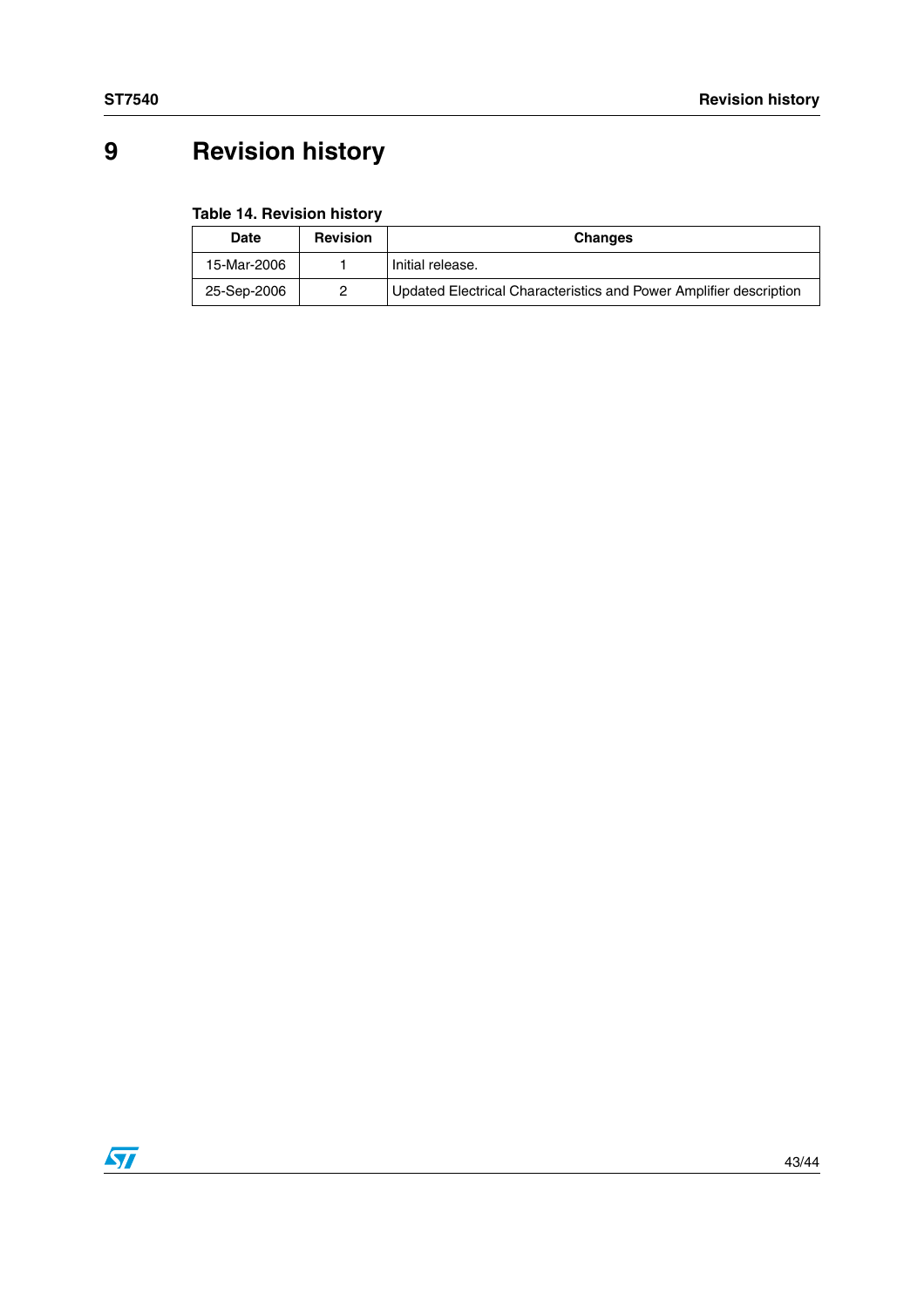# 9 Revision history

**Table 14. Revision history**

| Date | Revision | Changes |
|---|---|---|
| 15-Mar-2006 | 1 | Initial release. |
| 25-Sep-2006 | 2 | Updated Electrical Characteristics and Power Amplifier description |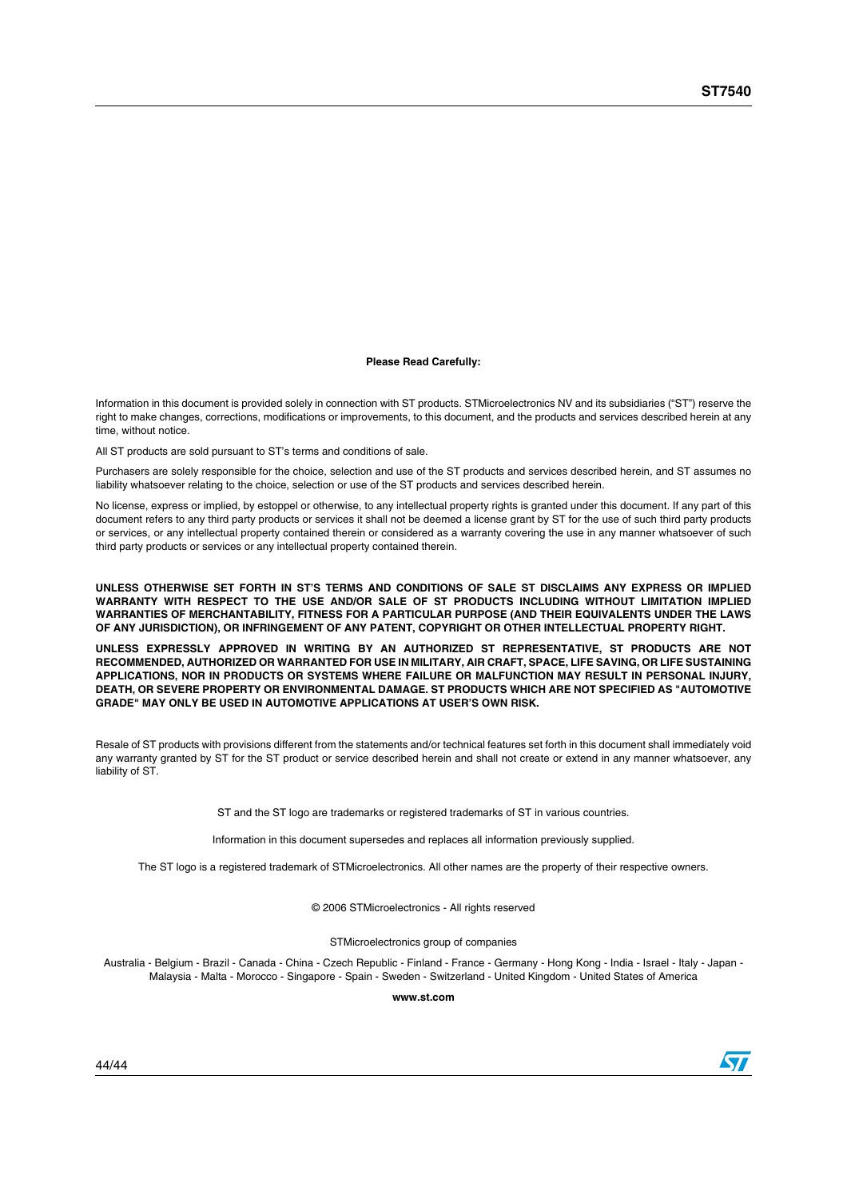**Please Read Carefully:**

Information in this document is provided solely in connection with ST products. STMicroelectronics NV and its subsidiaries ("ST") reserve the right to make changes, corrections, modifications or improvements, to this document, and the products and services described herein at any time, without notice.

All ST products are sold pursuant to ST's terms and conditions of sale.

Purchasers are solely responsible for the choice, selection and use of the ST products and services described herein, and ST assumes no liability whatsoever relating to the choice, selection or use of the ST products and services described herein.

No license, express or implied, by estoppel or otherwise, to any intellectual property rights is granted under this document. If any part of this document refers to any third party products or services it shall not be deemed a license grant by ST for the use of such third party products or services, or any intellectual property contained therein or considered as a warranty covering the use in any manner whatsoever of such third party products or services or any intellectual property contained therein.

**UNLESS OTHERWISE SET FORTH IN ST'S TERMS AND CONDITIONS OF SALE ST DISCLAIMS ANY EXPRESS OR IMPLIED WARRANTY WITH RESPECT TO THE USE AND/OR SALE OF ST PRODUCTS INCLUDING WITHOUT LIMITATION IMPLIED WARRANTIES OF MERCHANTABILITY, FITNESS FOR A PARTICULAR PURPOSE (AND THEIR EQUIVALENTS UNDER THE LAWS OF ANY JURISDICTION), OR INFRINGEMENT OF ANY PATENT, COPYRIGHT OR OTHER INTELLECTUAL PROPERTY RIGHT.**

**UNLESS EXPRESSLY APPROVED IN WRITING BY AN AUTHORIZED ST REPRESENTATIVE, ST PRODUCTS ARE NOT RECOMMENDED, AUTHORIZED OR WARRANTED FOR USE IN MILITARY, AIR CRAFT, SPACE, LIFE SAVING, OR LIFE SUSTAINING APPLICATIONS, NOR IN PRODUCTS OR SYSTEMS WHERE FAILURE OR MALFUNCTION MAY RESULT IN PERSONAL INJURY, DEATH, OR SEVERE PROPERTY OR ENVIRONMENTAL DAMAGE. ST PRODUCTS WHICH ARE NOT SPECIFIED AS "AUTOMOTIVE GRADE" MAY ONLY BE USED IN AUTOMOTIVE APPLICATIONS AT USER'S OWN RISK.**

Resale of ST products with provisions different from the statements and/or technical features set forth in this document shall immediately void any warranty granted by ST for the ST product or service described herein and shall not create or extend in any manner whatsoever, any liability of ST.

ST and the ST logo are trademarks or registered trademarks of ST in various countries.

Information in this document supersedes and replaces all information previously supplied.

The ST logo is a registered trademark of STMicroelectronics. All other names are the property of their respective owners.

© 2006 STMicroelectronics - All rights reserved

STMicroelectronics group of companies

Australia - Belgium - Brazil - Canada - China - Czech Republic - Finland - France - Germany - Hong Kong - India - Israel - Italy - Japan - Malaysia - Malta - Morocco - Singapore - Spain - Sweden - Switzerland - United Kingdom - United States of America

**www.st.com**